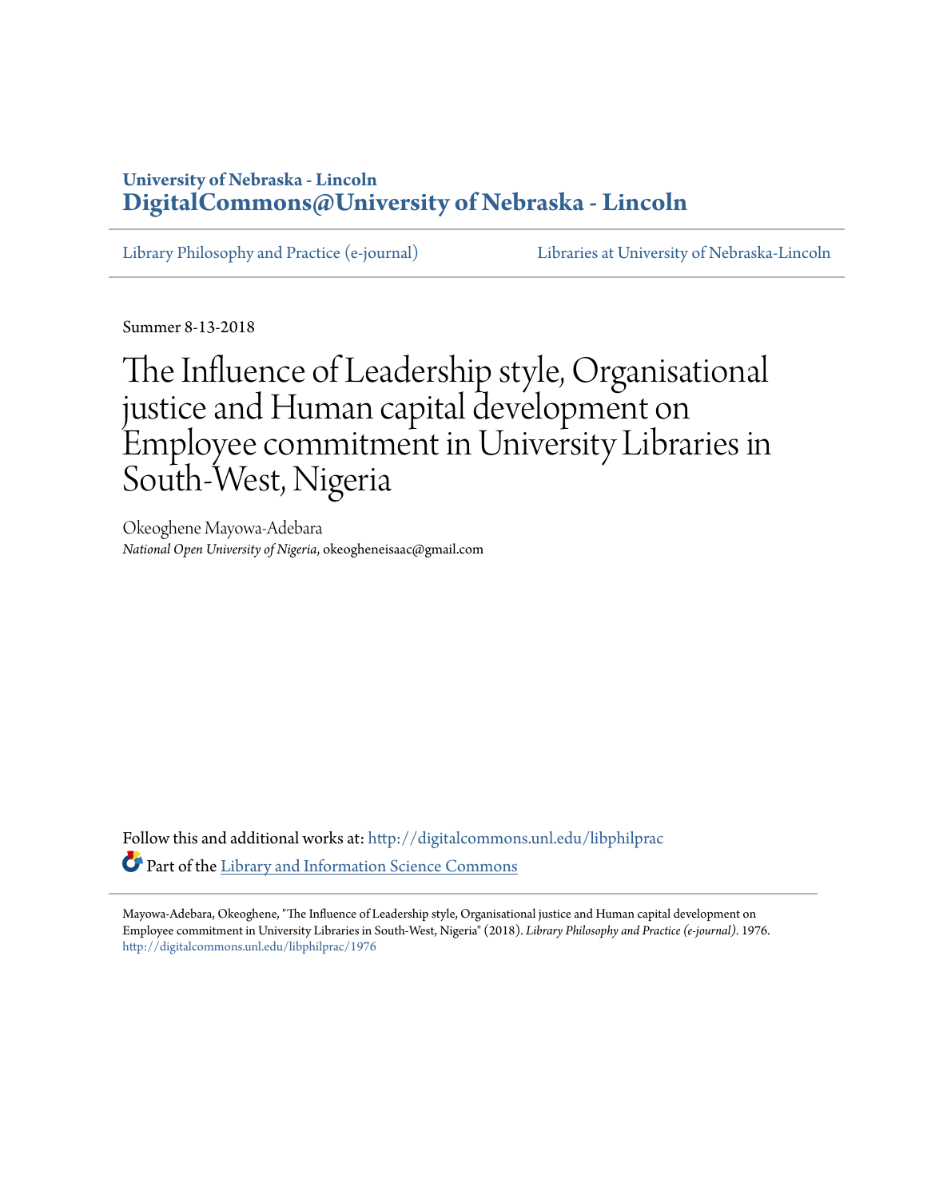University of Nebraska - Lincoln
**DigitalCommons@University of Nebraska - Lincoln**

Library Philosophy and Practice (e-journal) | Libraries at University of Nebraska-Lincoln

Summer 8-13-2018

# The Influence of Leadership style, Organisational justice and Human capital development on Employee commitment in University Libraries in South-West, Nigeria

Okeoghene Mayowa-Adebara
*National Open University of Nigeria*, okeogheneisaac@gmail.com

Follow this and additional works at: http://digitalcommons.unl.edu/libphilprac

Part of the Library and Information Science Commons

Mayowa-Adebara, Okeoghene, "The Influence of Leadership style, Organisational justice and Human capital development on Employee commitment in University Libraries in South-West, Nigeria" (2018). *Library Philosophy and Practice (e-journal)*. 1976.
http://digitalcommons.unl.edu/libphilprac/1976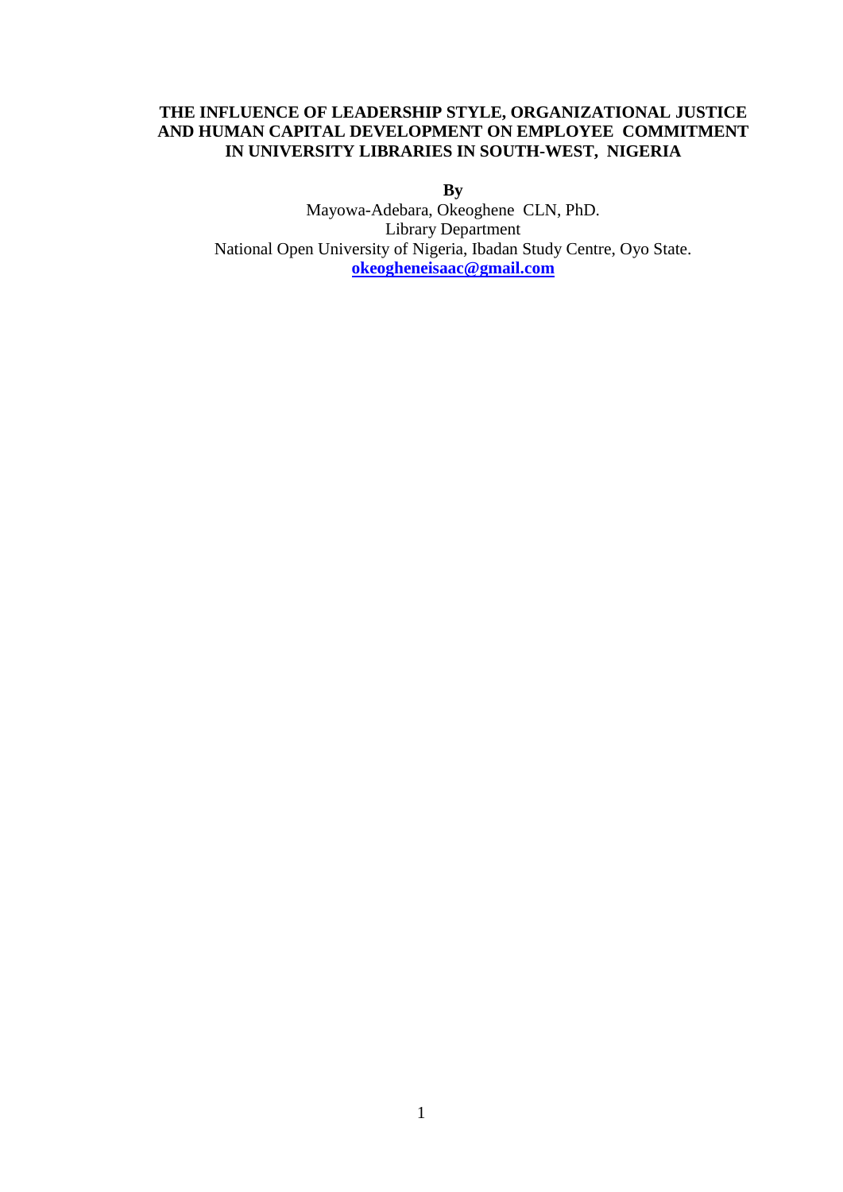# THE INFLUENCE OF LEADERSHIP STYLE, ORGANIZATIONAL JUSTICE AND HUMAN CAPITAL DEVELOPMENT ON EMPLOYEE COMMITMENT IN UNIVERSITY LIBRARIES IN SOUTH-WEST, NIGERIA

**By**

Mayowa-Adebara, Okeoghene CLN, PhD.
Library Department
National Open University of Nigeria, Ibadan Study Centre, Oyo State.
**okeogheneisaac@gmail.com**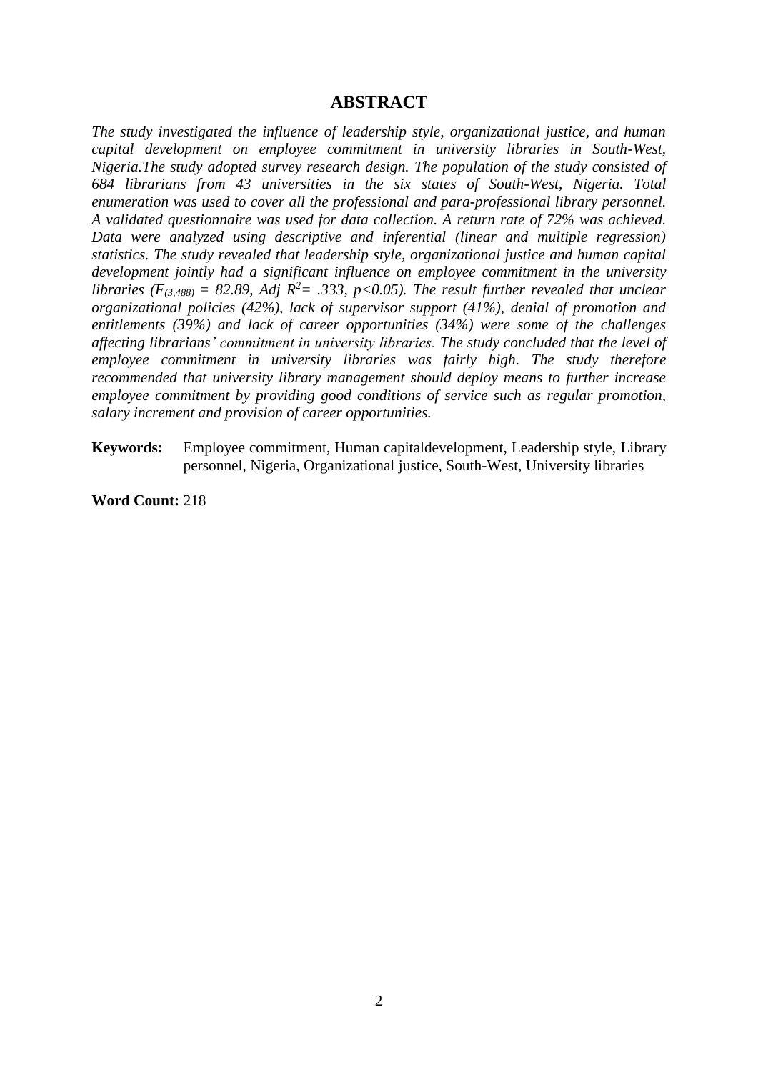# ABSTRACT

*The study investigated the influence of leadership style, organizational justice, and human capital development on employee commitment in university libraries in South-West, Nigeria.The study adopted survey research design. The population of the study consisted of 684 librarians from 43 universities in the six states of South-West, Nigeria. Total enumeration was used to cover all the professional and para-professional library personnel. A validated questionnaire was used for data collection. A return rate of 72% was achieved. Data were analyzed using descriptive and inferential (linear and multiple regression) statistics. The study revealed that leadership style, organizational justice and human capital development jointly had a significant influence on employee commitment in the university libraries ($F_{(3,488)} = 82.89$, Adj $R^2 = .333$, $p<0.05$). The result further revealed that unclear organizational policies (42%), lack of supervisor support (41%), denial of promotion and entitlements (39%) and lack of career opportunities (34%) were some of the challenges affecting librarians' commitment in university libraries. The study concluded that the level of employee commitment in university libraries was fairly high. The study therefore recommended that university library management should deploy means to further increase employee commitment by providing good conditions of service such as regular promotion, salary increment and provision of career opportunities.*

**Keywords:** Employee commitment, Human capitaldevelopment, Leadership style, Library personnel, Nigeria, Organizational justice, South-West, University libraries

**Word Count:** 218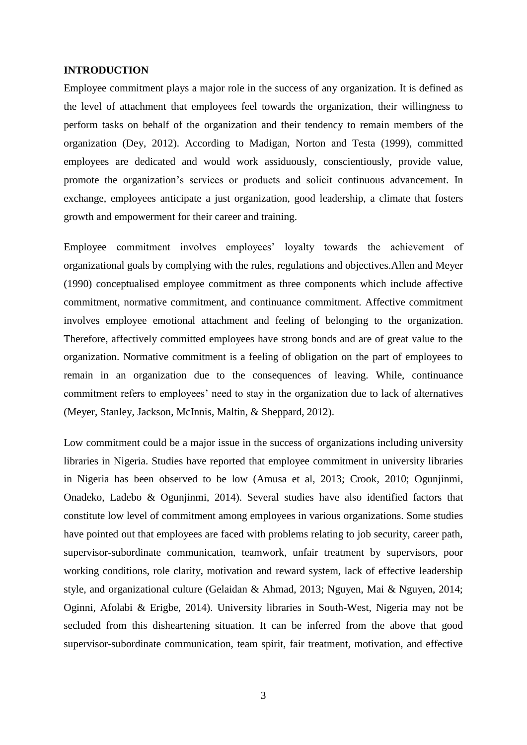## INTRODUCTION

Employee commitment plays a major role in the success of any organization. It is defined as the level of attachment that employees feel towards the organization, their willingness to perform tasks on behalf of the organization and their tendency to remain members of the organization (Dey, 2012). According to Madigan, Norton and Testa (1999), committed employees are dedicated and would work assiduously, conscientiously, provide value, promote the organization's services or products and solicit continuous advancement. In exchange, employees anticipate a just organization, good leadership, a climate that fosters growth and empowerment for their career and training.

Employee commitment involves employees' loyalty towards the achievement of organizational goals by complying with the rules, regulations and objectives.Allen and Meyer (1990) conceptualised employee commitment as three components which include affective commitment, normative commitment, and continuance commitment. Affective commitment involves employee emotional attachment and feeling of belonging to the organization. Therefore, affectively committed employees have strong bonds and are of great value to the organization. Normative commitment is a feeling of obligation on the part of employees to remain in an organization due to the consequences of leaving. While, continuance commitment refers to employees' need to stay in the organization due to lack of alternatives (Meyer, Stanley, Jackson, McInnis, Maltin, & Sheppard, 2012).

Low commitment could be a major issue in the success of organizations including university libraries in Nigeria. Studies have reported that employee commitment in university libraries in Nigeria has been observed to be low (Amusa et al, 2013; Crook, 2010; Ogunjinmi, Onadeko, Ladebo & Ogunjinmi, 2014). Several studies have also identified factors that constitute low level of commitment among employees in various organizations. Some studies have pointed out that employees are faced with problems relating to job security, career path, supervisor-subordinate communication, teamwork, unfair treatment by supervisors, poor working conditions, role clarity, motivation and reward system, lack of effective leadership style, and organizational culture (Gelaidan & Ahmad, 2013; Nguyen, Mai & Nguyen, 2014; Oginni, Afolabi & Erigbe, 2014). University libraries in South-West, Nigeria may not be secluded from this disheartening situation. It can be inferred from the above that good supervisor-subordinate communication, team spirit, fair treatment, motivation, and effective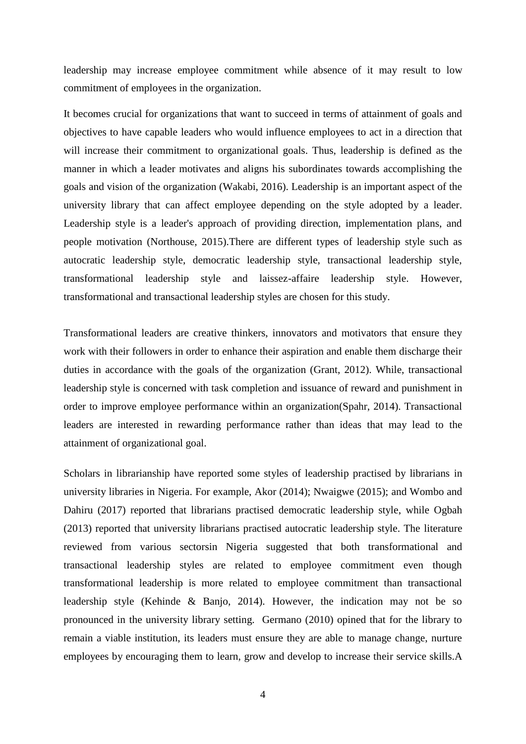leadership may increase employee commitment while absence of it may result to low commitment of employees in the organization.

It becomes crucial for organizations that want to succeed in terms of attainment of goals and objectives to have capable leaders who would influence employees to act in a direction that will increase their commitment to organizational goals. Thus, leadership is defined as the manner in which a leader motivates and aligns his subordinates towards accomplishing the goals and vision of the organization (Wakabi, 2016). Leadership is an important aspect of the university library that can affect employee depending on the style adopted by a leader. Leadership style is a leader's approach of providing direction, implementation plans, and people motivation (Northouse, 2015).There are different types of leadership style such as autocratic leadership style, democratic leadership style, transactional leadership style, transformational leadership style and laissez-affaire leadership style. However, transformational and transactional leadership styles are chosen for this study.

Transformational leaders are creative thinkers, innovators and motivators that ensure they work with their followers in order to enhance their aspiration and enable them discharge their duties in accordance with the goals of the organization (Grant, 2012). While, transactional leadership style is concerned with task completion and issuance of reward and punishment in order to improve employee performance within an organization(Spahr, 2014). Transactional leaders are interested in rewarding performance rather than ideas that may lead to the attainment of organizational goal.

Scholars in librarianship have reported some styles of leadership practised by librarians in university libraries in Nigeria. For example, Akor (2014); Nwaigwe (2015); and Wombo and Dahiru (2017) reported that librarians practised democratic leadership style, while Ogbah (2013) reported that university librarians practised autocratic leadership style. The literature reviewed from various sectorsin Nigeria suggested that both transformational and transactional leadership styles are related to employee commitment even though transformational leadership is more related to employee commitment than transactional leadership style (Kehinde & Banjo, 2014). However, the indication may not be so pronounced in the university library setting. Germano (2010) opined that for the library to remain a viable institution, its leaders must ensure they are able to manage change, nurture employees by encouraging them to learn, grow and develop to increase their service skills.A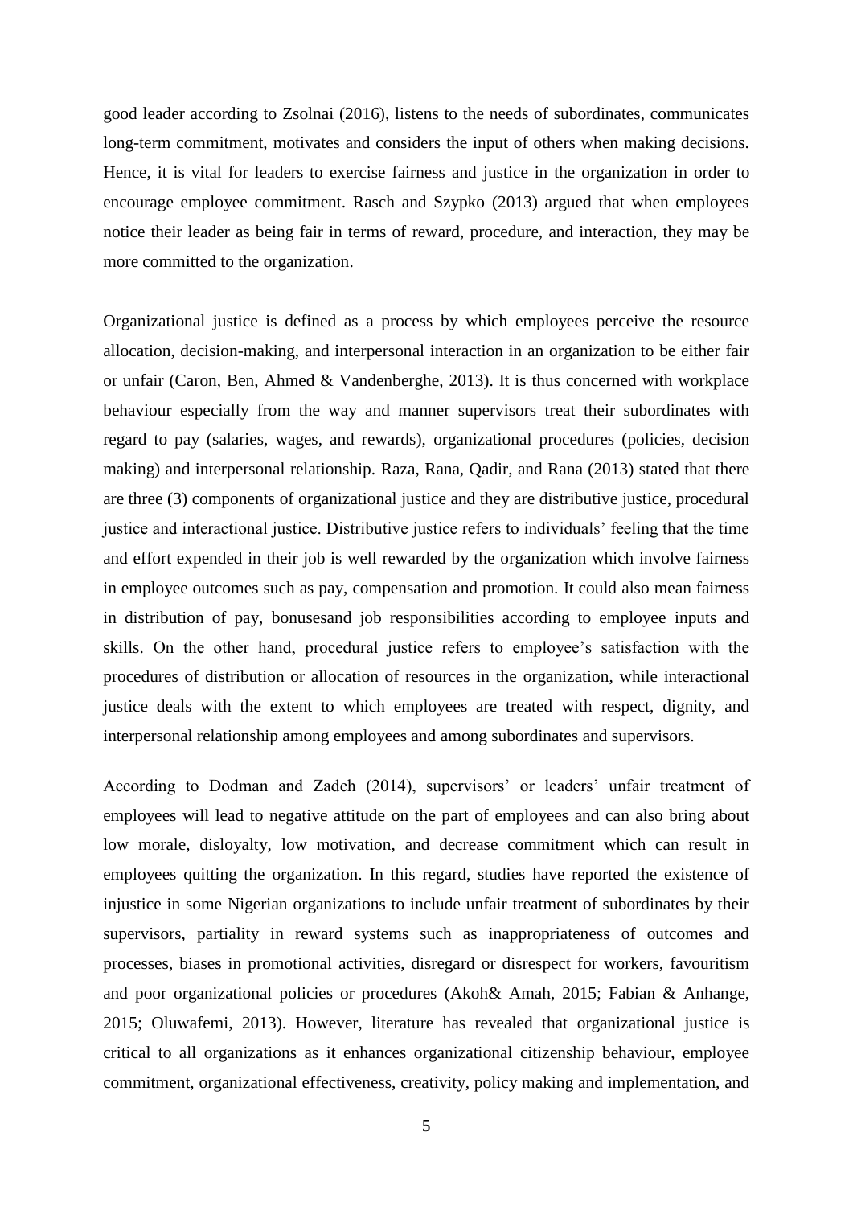good leader according to Zsolnai (2016), listens to the needs of subordinates, communicates long-term commitment, motivates and considers the input of others when making decisions. Hence, it is vital for leaders to exercise fairness and justice in the organization in order to encourage employee commitment. Rasch and Szypko (2013) argued that when employees notice their leader as being fair in terms of reward, procedure, and interaction, they may be more committed to the organization.

Organizational justice is defined as a process by which employees perceive the resource allocation, decision-making, and interpersonal interaction in an organization to be either fair or unfair (Caron, Ben, Ahmed & Vandenberghe, 2013). It is thus concerned with workplace behaviour especially from the way and manner supervisors treat their subordinates with regard to pay (salaries, wages, and rewards), organizational procedures (policies, decision making) and interpersonal relationship. Raza, Rana, Qadir, and Rana (2013) stated that there are three (3) components of organizational justice and they are distributive justice, procedural justice and interactional justice. Distributive justice refers to individuals' feeling that the time and effort expended in their job is well rewarded by the organization which involve fairness in employee outcomes such as pay, compensation and promotion. It could also mean fairness in distribution of pay, bonusesand job responsibilities according to employee inputs and skills. On the other hand, procedural justice refers to employee's satisfaction with the procedures of distribution or allocation of resources in the organization, while interactional justice deals with the extent to which employees are treated with respect, dignity, and interpersonal relationship among employees and among subordinates and supervisors.

According to Dodman and Zadeh (2014), supervisors' or leaders' unfair treatment of employees will lead to negative attitude on the part of employees and can also bring about low morale, disloyalty, low motivation, and decrease commitment which can result in employees quitting the organization. In this regard, studies have reported the existence of injustice in some Nigerian organizations to include unfair treatment of subordinates by their supervisors, partiality in reward systems such as inappropriateness of outcomes and processes, biases in promotional activities, disregard or disrespect for workers, favouritism and poor organizational policies or procedures (Akoh& Amah, 2015; Fabian & Anhange, 2015; Oluwafemi, 2013). However, literature has revealed that organizational justice is critical to all organizations as it enhances organizational citizenship behaviour, employee commitment, organizational effectiveness, creativity, policy making and implementation, and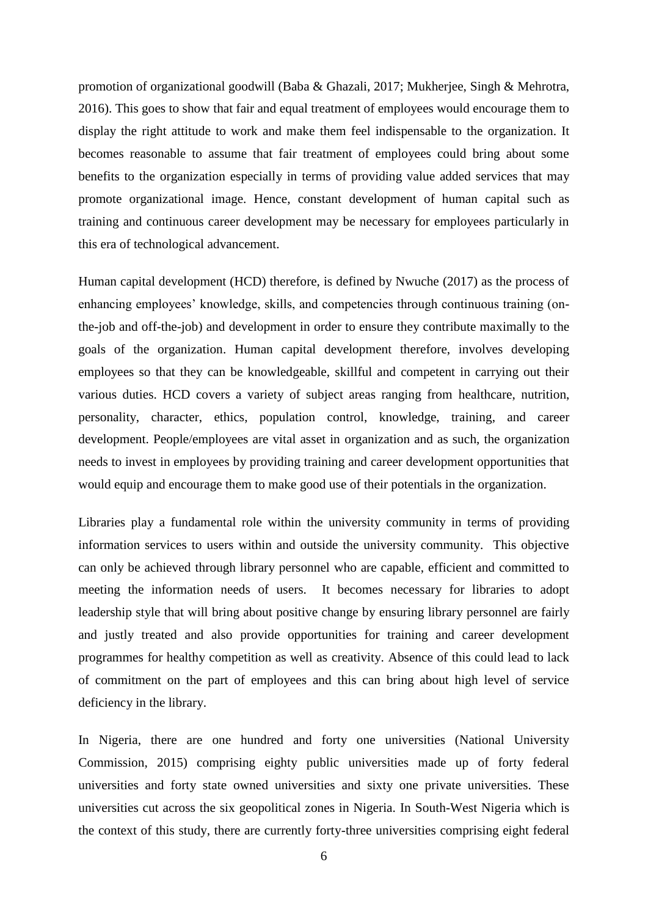promotion of organizational goodwill (Baba & Ghazali, 2017; Mukherjee, Singh & Mehrotra, 2016). This goes to show that fair and equal treatment of employees would encourage them to display the right attitude to work and make them feel indispensable to the organization. It becomes reasonable to assume that fair treatment of employees could bring about some benefits to the organization especially in terms of providing value added services that may promote organizational image. Hence, constant development of human capital such as training and continuous career development may be necessary for employees particularly in this era of technological advancement.

Human capital development (HCD) therefore, is defined by Nwuche (2017) as the process of enhancing employees' knowledge, skills, and competencies through continuous training (on-the-job and off-the-job) and development in order to ensure they contribute maximally to the goals of the organization. Human capital development therefore, involves developing employees so that they can be knowledgeable, skillful and competent in carrying out their various duties. HCD covers a variety of subject areas ranging from healthcare, nutrition, personality, character, ethics, population control, knowledge, training, and career development. People/employees are vital asset in organization and as such, the organization needs to invest in employees by providing training and career development opportunities that would equip and encourage them to make good use of their potentials in the organization.

Libraries play a fundamental role within the university community in terms of providing information services to users within and outside the university community. This objective can only be achieved through library personnel who are capable, efficient and committed to meeting the information needs of users. It becomes necessary for libraries to adopt leadership style that will bring about positive change by ensuring library personnel are fairly and justly treated and also provide opportunities for training and career development programmes for healthy competition as well as creativity. Absence of this could lead to lack of commitment on the part of employees and this can bring about high level of service deficiency in the library.

In Nigeria, there are one hundred and forty one universities (National University Commission, 2015) comprising eighty public universities made up of forty federal universities and forty state owned universities and sixty one private universities. These universities cut across the six geopolitical zones in Nigeria. In South-West Nigeria which is the context of this study, there are currently forty-three universities comprising eight federal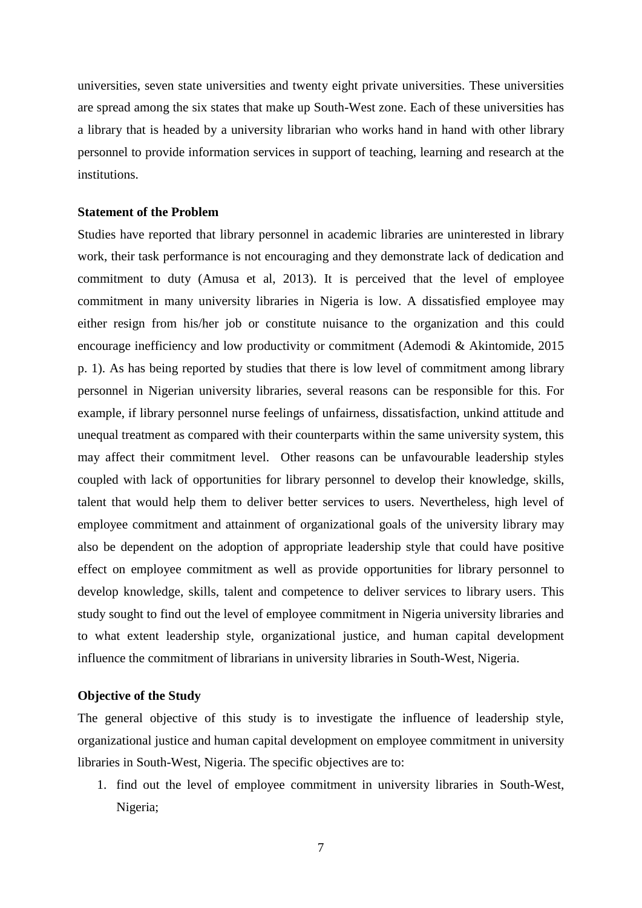universities, seven state universities and twenty eight private universities. These universities are spread among the six states that make up South-West zone. Each of these universities has a library that is headed by a university librarian who works hand in hand with other library personnel to provide information services in support of teaching, learning and research at the institutions.

**Statement of the Problem**

Studies have reported that library personnel in academic libraries are uninterested in library work, their task performance is not encouraging and they demonstrate lack of dedication and commitment to duty (Amusa et al, 2013). It is perceived that the level of employee commitment in many university libraries in Nigeria is low. A dissatisfied employee may either resign from his/her job or constitute nuisance to the organization and this could encourage inefficiency and low productivity or commitment (Ademodi & Akintomide, 2015 p. 1). As has being reported by studies that there is low level of commitment among library personnel in Nigerian university libraries, several reasons can be responsible for this. For example, if library personnel nurse feelings of unfairness, dissatisfaction, unkind attitude and unequal treatment as compared with their counterparts within the same university system, this may affect their commitment level. Other reasons can be unfavourable leadership styles coupled with lack of opportunities for library personnel to develop their knowledge, skills, talent that would help them to deliver better services to users. Nevertheless, high level of employee commitment and attainment of organizational goals of the university library may also be dependent on the adoption of appropriate leadership style that could have positive effect on employee commitment as well as provide opportunities for library personnel to develop knowledge, skills, talent and competence to deliver services to library users. This study sought to find out the level of employee commitment in Nigeria university libraries and to what extent leadership style, organizational justice, and human capital development influence the commitment of librarians in university libraries in South-West, Nigeria.

**Objective of the Study**

The general objective of this study is to investigate the influence of leadership style, organizational justice and human capital development on employee commitment in university libraries in South-West, Nigeria. The specific objectives are to:

1. find out the level of employee commitment in university libraries in South-West, Nigeria;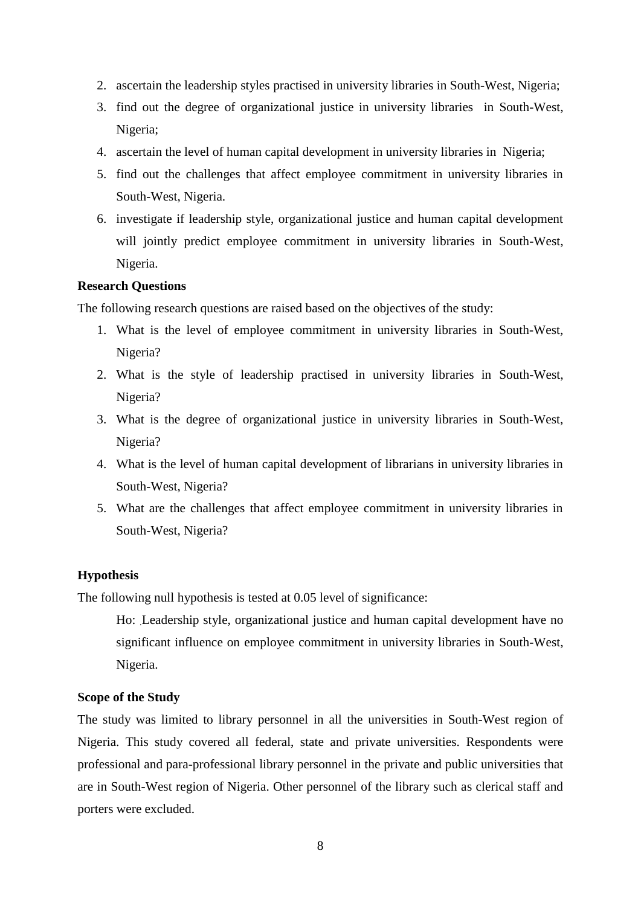2. ascertain the leadership styles practised in university libraries in South-West, Nigeria;
3. find out the degree of organizational justice in university libraries in South-West, Nigeria;
4. ascertain the level of human capital development in university libraries in Nigeria;
5. find out the challenges that affect employee commitment in university libraries in South-West, Nigeria.
6. investigate if leadership style, organizational justice and human capital development will jointly predict employee commitment in university libraries in South-West, Nigeria.

**Research Questions**

The following research questions are raised based on the objectives of the study:

1. What is the level of employee commitment in university libraries in South-West, Nigeria?
2. What is the style of leadership practised in university libraries in South-West, Nigeria?
3. What is the degree of organizational justice in university libraries in South-West, Nigeria?
4. What is the level of human capital development of librarians in university libraries in South-West, Nigeria?
5. What are the challenges that affect employee commitment in university libraries in South-West, Nigeria?

**Hypothesis**

The following null hypothesis is tested at 0.05 level of significance:

Ho: Leadership style, organizational justice and human capital development have no significant influence on employee commitment in university libraries in South-West, Nigeria.

**Scope of the Study**

The study was limited to library personnel in all the universities in South-West region of Nigeria. This study covered all federal, state and private universities. Respondents were professional and para-professional library personnel in the private and public universities that are in South-West region of Nigeria. Other personnel of the library such as clerical staff and porters were excluded.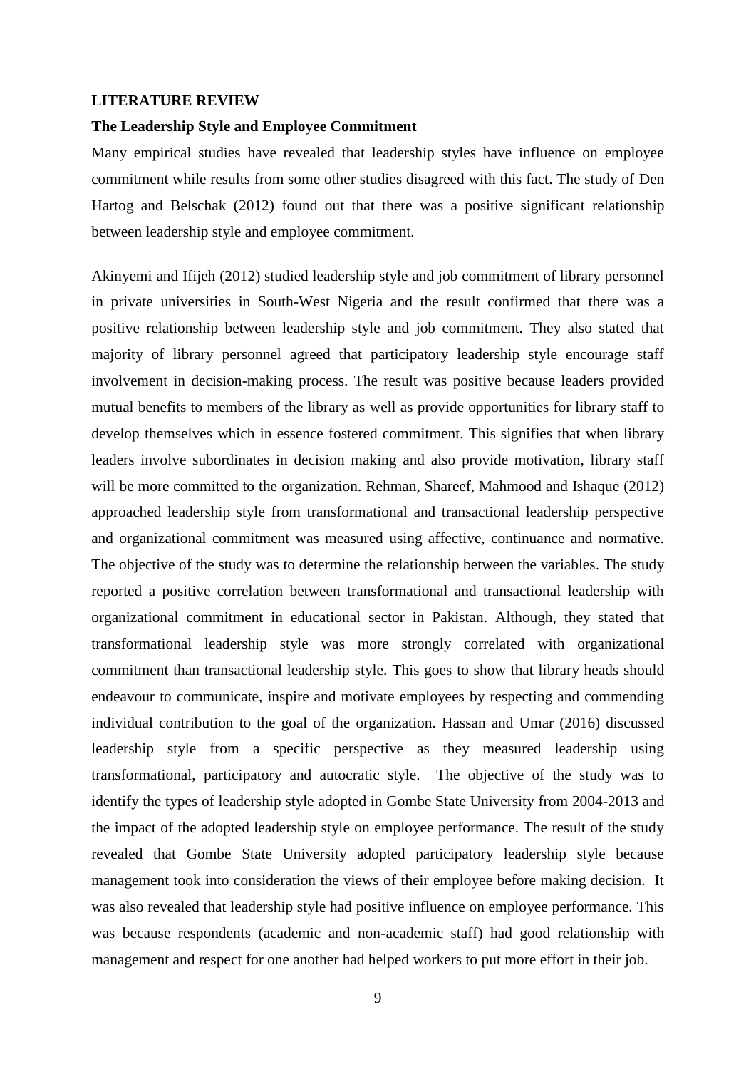**LITERATURE REVIEW**

**The Leadership Style and Employee Commitment**

Many empirical studies have revealed that leadership styles have influence on employee commitment while results from some other studies disagreed with this fact. The study of Den Hartog and Belschak (2012) found out that there was a positive significant relationship between leadership style and employee commitment.

Akinyemi and Ifijeh (2012) studied leadership style and job commitment of library personnel in private universities in South-West Nigeria and the result confirmed that there was a positive relationship between leadership style and job commitment. They also stated that majority of library personnel agreed that participatory leadership style encourage staff involvement in decision-making process. The result was positive because leaders provided mutual benefits to members of the library as well as provide opportunities for library staff to develop themselves which in essence fostered commitment. This signifies that when library leaders involve subordinates in decision making and also provide motivation, library staff will be more committed to the organization. Rehman, Shareef, Mahmood and Ishaque (2012) approached leadership style from transformational and transactional leadership perspective and organizational commitment was measured using affective, continuance and normative. The objective of the study was to determine the relationship between the variables. The study reported a positive correlation between transformational and transactional leadership with organizational commitment in educational sector in Pakistan. Although, they stated that transformational leadership style was more strongly correlated with organizational commitment than transactional leadership style. This goes to show that library heads should endeavour to communicate, inspire and motivate employees by respecting and commending individual contribution to the goal of the organization. Hassan and Umar (2016) discussed leadership style from a specific perspective as they measured leadership using transformational, participatory and autocratic style. The objective of the study was to identify the types of leadership style adopted in Gombe State University from 2004-2013 and the impact of the adopted leadership style on employee performance. The result of the study revealed that Gombe State University adopted participatory leadership style because management took into consideration the views of their employee before making decision. It was also revealed that leadership style had positive influence on employee performance. This was because respondents (academic and non-academic staff) had good relationship with management and respect for one another had helped workers to put more effort in their job.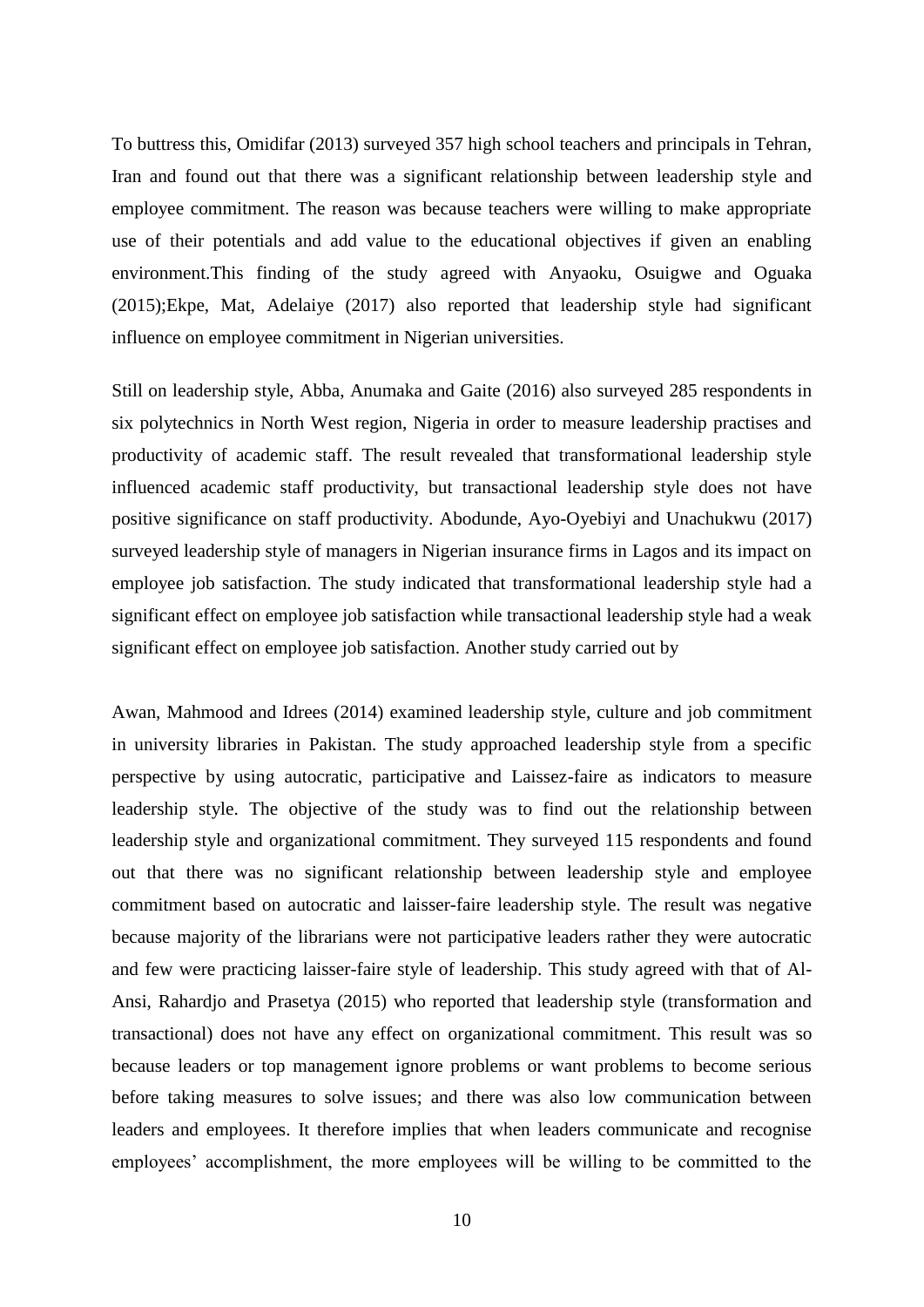To buttress this, Omidifar (2013) surveyed 357 high school teachers and principals in Tehran, Iran and found out that there was a significant relationship between leadership style and employee commitment. The reason was because teachers were willing to make appropriate use of their potentials and add value to the educational objectives if given an enabling environment.This finding of the study agreed with Anyaoku, Osuigwe and Oguaka (2015);Ekpe, Mat, Adelaiye (2017) also reported that leadership style had significant influence on employee commitment in Nigerian universities.

Still on leadership style, Abba, Anumaka and Gaite (2016) also surveyed 285 respondents in six polytechnics in North West region, Nigeria in order to measure leadership practises and productivity of academic staff. The result revealed that transformational leadership style influenced academic staff productivity, but transactional leadership style does not have positive significance on staff productivity. Abodunde, Ayo-Oyebiyi and Unachukwu (2017) surveyed leadership style of managers in Nigerian insurance firms in Lagos and its impact on employee job satisfaction. The study indicated that transformational leadership style had a significant effect on employee job satisfaction while transactional leadership style had a weak significant effect on employee job satisfaction. Another study carried out by

Awan, Mahmood and Idrees (2014) examined leadership style, culture and job commitment in university libraries in Pakistan. The study approached leadership style from a specific perspective by using autocratic, participative and Laissez-faire as indicators to measure leadership style. The objective of the study was to find out the relationship between leadership style and organizational commitment. They surveyed 115 respondents and found out that there was no significant relationship between leadership style and employee commitment based on autocratic and laisser-faire leadership style. The result was negative because majority of the librarians were not participative leaders rather they were autocratic and few were practicing laisser-faire style of leadership. This study agreed with that of Al-Ansi, Rahardjo and Prasetya (2015) who reported that leadership style (transformation and transactional) does not have any effect on organizational commitment. This result was so because leaders or top management ignore problems or want problems to become serious before taking measures to solve issues; and there was also low communication between leaders and employees. It therefore implies that when leaders communicate and recognise employees' accomplishment, the more employees will be willing to be committed to the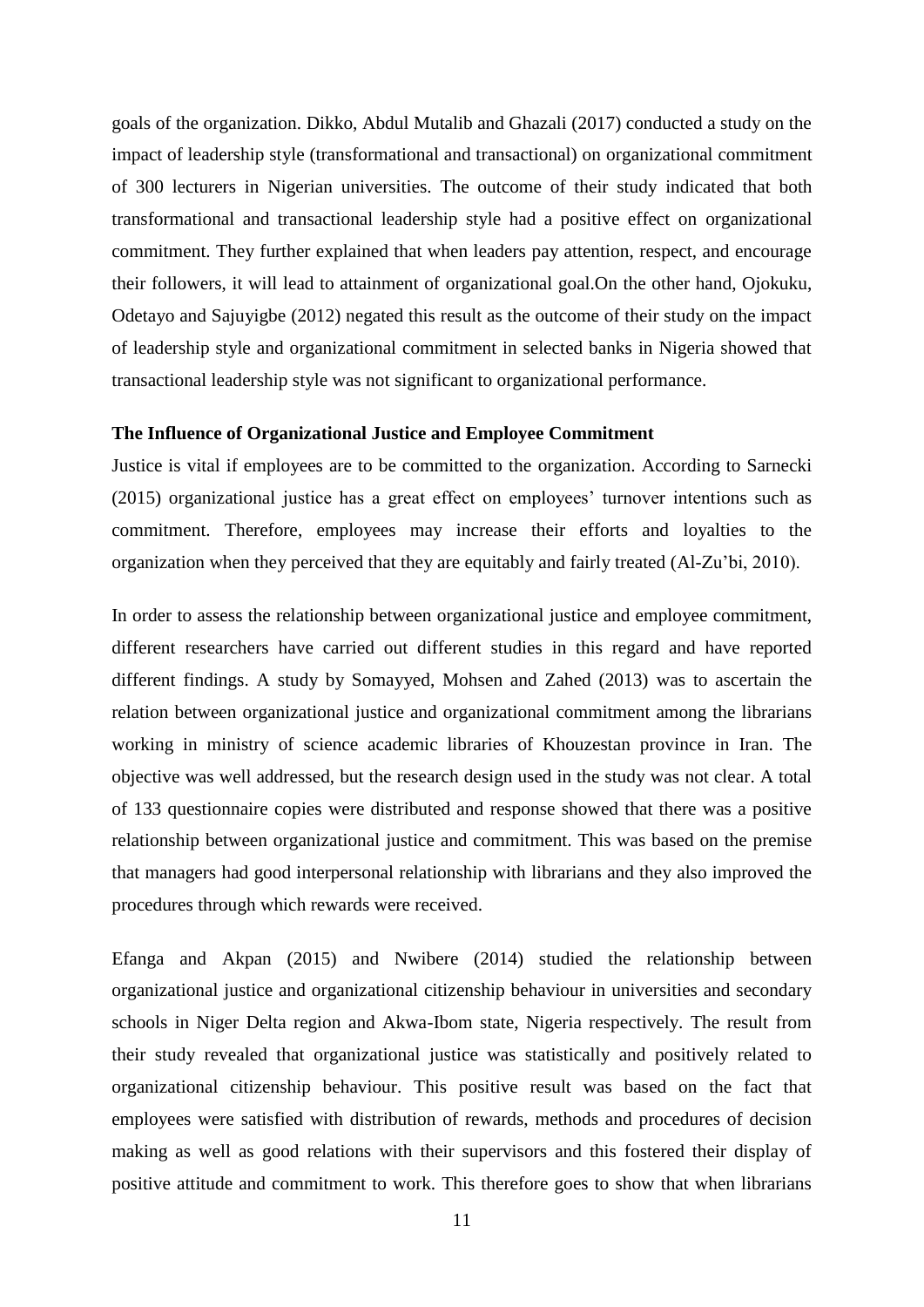goals of the organization. Dikko, Abdul Mutalib and Ghazali (2017) conducted a study on the impact of leadership style (transformational and transactional) on organizational commitment of 300 lecturers in Nigerian universities. The outcome of their study indicated that both transformational and transactional leadership style had a positive effect on organizational commitment. They further explained that when leaders pay attention, respect, and encourage their followers, it will lead to attainment of organizational goal.On the other hand, Ojokuku, Odetayo and Sajuyigbe (2012) negated this result as the outcome of their study on the impact of leadership style and organizational commitment in selected banks in Nigeria showed that transactional leadership style was not significant to organizational performance.

**The Influence of Organizational Justice and Employee Commitment**

Justice is vital if employees are to be committed to the organization. According to Sarnecki (2015) organizational justice has a great effect on employees' turnover intentions such as commitment. Therefore, employees may increase their efforts and loyalties to the organization when they perceived that they are equitably and fairly treated (Al-Zu'bi, 2010).

In order to assess the relationship between organizational justice and employee commitment, different researchers have carried out different studies in this regard and have reported different findings. A study by Somayyed, Mohsen and Zahed (2013) was to ascertain the relation between organizational justice and organizational commitment among the librarians working in ministry of science academic libraries of Khouzestan province in Iran. The objective was well addressed, but the research design used in the study was not clear. A total of 133 questionnaire copies were distributed and response showed that there was a positive relationship between organizational justice and commitment. This was based on the premise that managers had good interpersonal relationship with librarians and they also improved the procedures through which rewards were received.

Efanga and Akpan (2015) and Nwibere (2014) studied the relationship between organizational justice and organizational citizenship behaviour in universities and secondary schools in Niger Delta region and Akwa-Ibom state, Nigeria respectively. The result from their study revealed that organizational justice was statistically and positively related to organizational citizenship behaviour. This positive result was based on the fact that employees were satisfied with distribution of rewards, methods and procedures of decision making as well as good relations with their supervisors and this fostered their display of positive attitude and commitment to work. This therefore goes to show that when librarians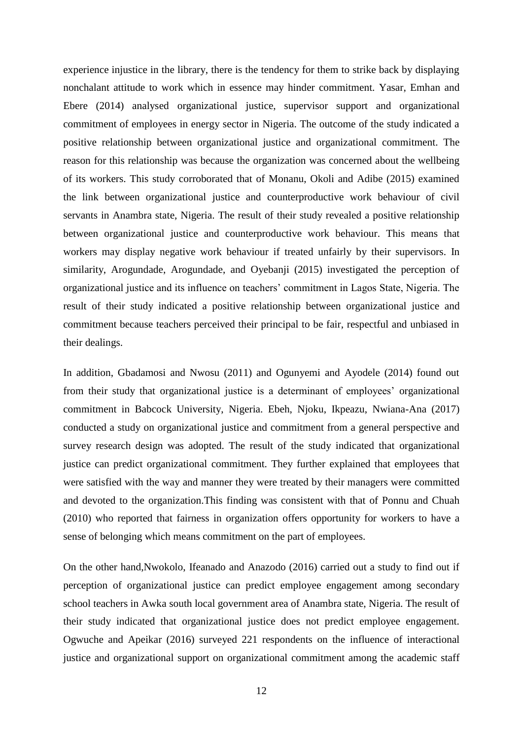experience injustice in the library, there is the tendency for them to strike back by displaying nonchalant attitude to work which in essence may hinder commitment. Yasar, Emhan and Ebere (2014) analysed organizational justice, supervisor support and organizational commitment of employees in energy sector in Nigeria. The outcome of the study indicated a positive relationship between organizational justice and organizational commitment. The reason for this relationship was because the organization was concerned about the wellbeing of its workers. This study corroborated that of Monanu, Okoli and Adibe (2015) examined the link between organizational justice and counterproductive work behaviour of civil servants in Anambra state, Nigeria. The result of their study revealed a positive relationship between organizational justice and counterproductive work behaviour. This means that workers may display negative work behaviour if treated unfairly by their supervisors. In similarity, Arogundade, Arogundade, and Oyebanji (2015) investigated the perception of organizational justice and its influence on teachers' commitment in Lagos State, Nigeria. The result of their study indicated a positive relationship between organizational justice and commitment because teachers perceived their principal to be fair, respectful and unbiased in their dealings.

In addition, Gbadamosi and Nwosu (2011) and Ogunyemi and Ayodele (2014) found out from their study that organizational justice is a determinant of employees' organizational commitment in Babcock University, Nigeria. Ebeh, Njoku, Ikpeazu, Nwiana-Ana (2017) conducted a study on organizational justice and commitment from a general perspective and survey research design was adopted. The result of the study indicated that organizational justice can predict organizational commitment. They further explained that employees that were satisfied with the way and manner they were treated by their managers were committed and devoted to the organization.This finding was consistent with that of Ponnu and Chuah (2010) who reported that fairness in organization offers opportunity for workers to have a sense of belonging which means commitment on the part of employees.

On the other hand,Nwokolo, Ifeanado and Anazodo (2016) carried out a study to find out if perception of organizational justice can predict employee engagement among secondary school teachers in Awka south local government area of Anambra state, Nigeria. The result of their study indicated that organizational justice does not predict employee engagement. Ogwuche and Apeikar (2016) surveyed 221 respondents on the influence of interactional justice and organizational support on organizational commitment among the academic staff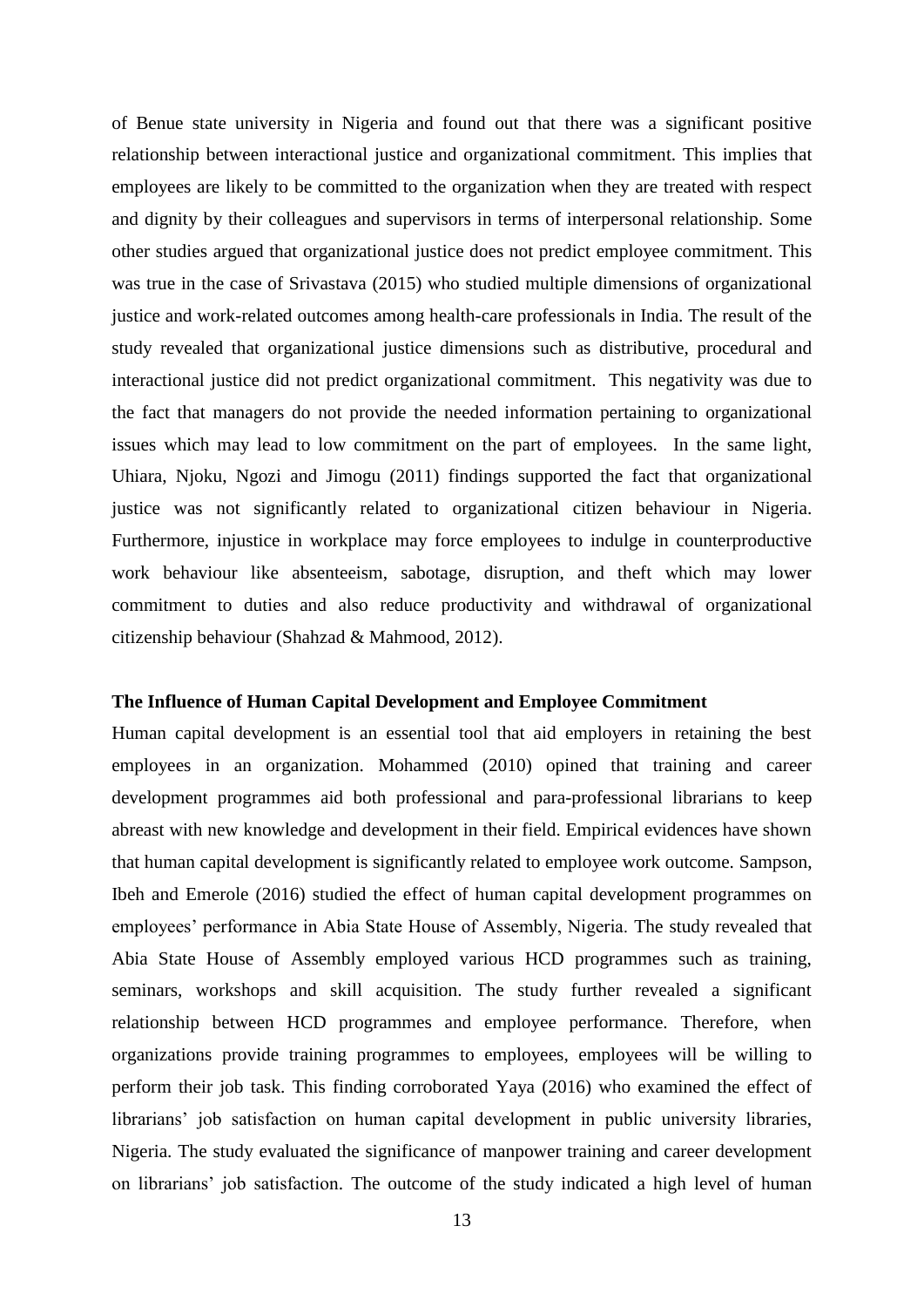of Benue state university in Nigeria and found out that there was a significant positive relationship between interactional justice and organizational commitment. This implies that employees are likely to be committed to the organization when they are treated with respect and dignity by their colleagues and supervisors in terms of interpersonal relationship. Some other studies argued that organizational justice does not predict employee commitment. This was true in the case of Srivastava (2015) who studied multiple dimensions of organizational justice and work-related outcomes among health-care professionals in India. The result of the study revealed that organizational justice dimensions such as distributive, procedural and interactional justice did not predict organizational commitment. This negativity was due to the fact that managers do not provide the needed information pertaining to organizational issues which may lead to low commitment on the part of employees. In the same light, Uhiara, Njoku, Ngozi and Jimogu (2011) findings supported the fact that organizational justice was not significantly related to organizational citizen behaviour in Nigeria. Furthermore, injustice in workplace may force employees to indulge in counterproductive work behaviour like absenteeism, sabotage, disruption, and theft which may lower commitment to duties and also reduce productivity and withdrawal of organizational citizenship behaviour (Shahzad & Mahmood, 2012).

**The Influence of Human Capital Development and Employee Commitment**

Human capital development is an essential tool that aid employers in retaining the best employees in an organization. Mohammed (2010) opined that training and career development programmes aid both professional and para-professional librarians to keep abreast with new knowledge and development in their field. Empirical evidences have shown that human capital development is significantly related to employee work outcome. Sampson, Ibeh and Emerole (2016) studied the effect of human capital development programmes on employees' performance in Abia State House of Assembly, Nigeria. The study revealed that Abia State House of Assembly employed various HCD programmes such as training, seminars, workshops and skill acquisition. The study further revealed a significant relationship between HCD programmes and employee performance. Therefore, when organizations provide training programmes to employees, employees will be willing to perform their job task. This finding corroborated Yaya (2016) who examined the effect of librarians' job satisfaction on human capital development in public university libraries, Nigeria. The study evaluated the significance of manpower training and career development on librarians' job satisfaction. The outcome of the study indicated a high level of human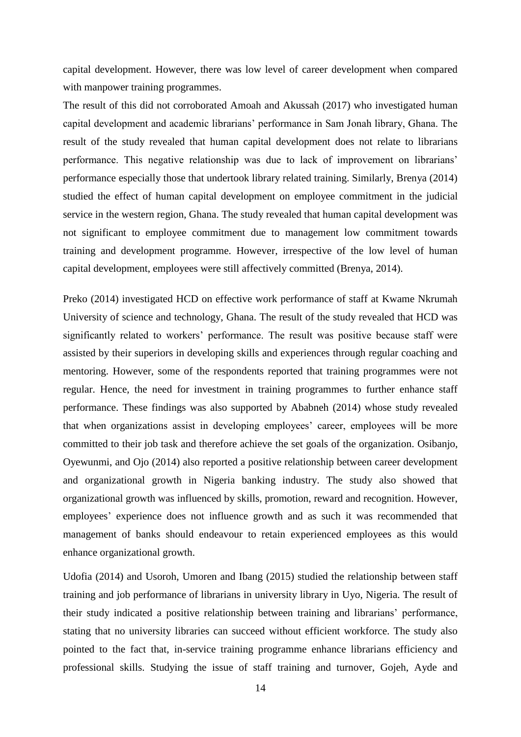capital development. However, there was low level of career development when compared with manpower training programmes.

The result of this did not corroborated Amoah and Akussah (2017) who investigated human capital development and academic librarians' performance in Sam Jonah library, Ghana. The result of the study revealed that human capital development does not relate to librarians performance. This negative relationship was due to lack of improvement on librarians' performance especially those that undertook library related training. Similarly, Brenya (2014) studied the effect of human capital development on employee commitment in the judicial service in the western region, Ghana. The study revealed that human capital development was not significant to employee commitment due to management low commitment towards training and development programme. However, irrespective of the low level of human capital development, employees were still affectively committed (Brenya, 2014).

Preko (2014) investigated HCD on effective work performance of staff at Kwame Nkrumah University of science and technology, Ghana. The result of the study revealed that HCD was significantly related to workers' performance. The result was positive because staff were assisted by their superiors in developing skills and experiences through regular coaching and mentoring. However, some of the respondents reported that training programmes were not regular. Hence, the need for investment in training programmes to further enhance staff performance. These findings was also supported by Ababneh (2014) whose study revealed that when organizations assist in developing employees' career, employees will be more committed to their job task and therefore achieve the set goals of the organization. Osibanjo, Oyewunmi, and Ojo (2014) also reported a positive relationship between career development and organizational growth in Nigeria banking industry. The study also showed that organizational growth was influenced by skills, promotion, reward and recognition. However, employees' experience does not influence growth and as such it was recommended that management of banks should endeavour to retain experienced employees as this would enhance organizational growth.

Udofia (2014) and Usoroh, Umoren and Ibang (2015) studied the relationship between staff training and job performance of librarians in university library in Uyo, Nigeria. The result of their study indicated a positive relationship between training and librarians' performance, stating that no university libraries can succeed without efficient workforce. The study also pointed to the fact that, in-service training programme enhance librarians efficiency and professional skills. Studying the issue of staff training and turnover, Gojeh, Ayde and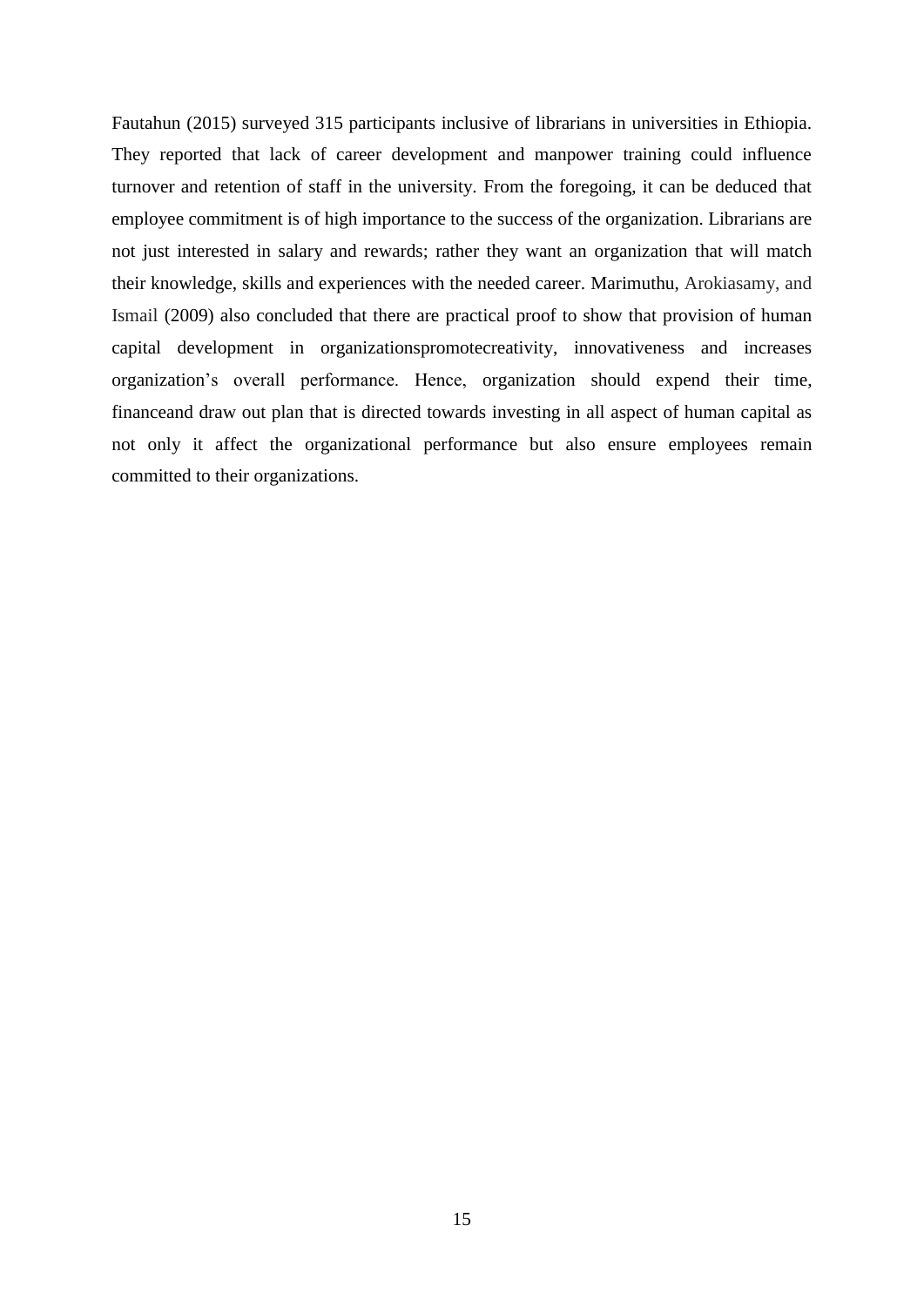Fautahun (2015) surveyed 315 participants inclusive of librarians in universities in Ethiopia. They reported that lack of career development and manpower training could influence turnover and retention of staff in the university. From the foregoing, it can be deduced that employee commitment is of high importance to the success of the organization. Librarians are not just interested in salary and rewards; rather they want an organization that will match their knowledge, skills and experiences with the needed career. Marimuthu, Arokiasamy, and Ismail (2009) also concluded that there are practical proof to show that provision of human capital development in organizationspromotecreativity, innovativeness and increases organization's overall performance. Hence, organization should expend their time, financeand draw out plan that is directed towards investing in all aspect of human capital as not only it affect the organizational performance but also ensure employees remain committed to their organizations.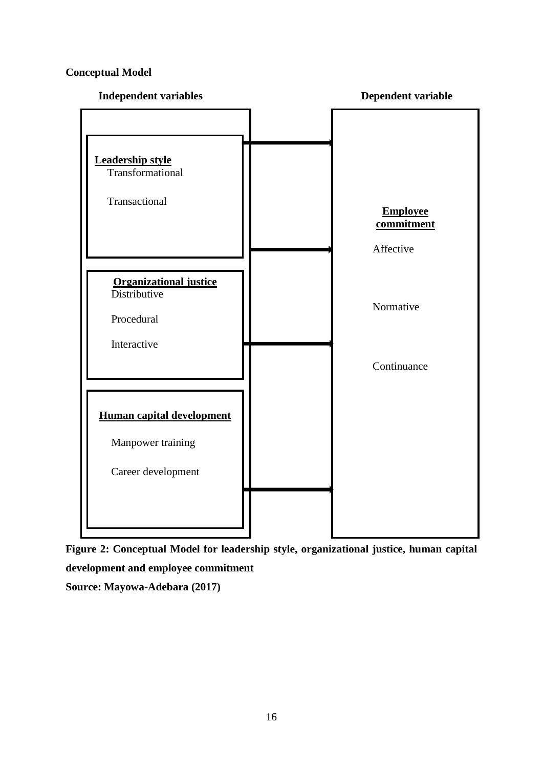**Conceptual Model**

| Independent variables | Dependent variable |
|---|---|
| **Leadership style**<br>Transformational<br>Transactional | **Employee commitment**<br>Affective<br>Normative<br>Continuance |
| **Organizational justice**<br>Distributive<br>Procedural<br>Interactive | |
| **Human capital development**<br>Manpower training<br>Career development | |

**Figure 2: Conceptual Model for leadership style, organizational justice, human capital development and employee commitment**

**Source: Mayowa-Adebara (2017)**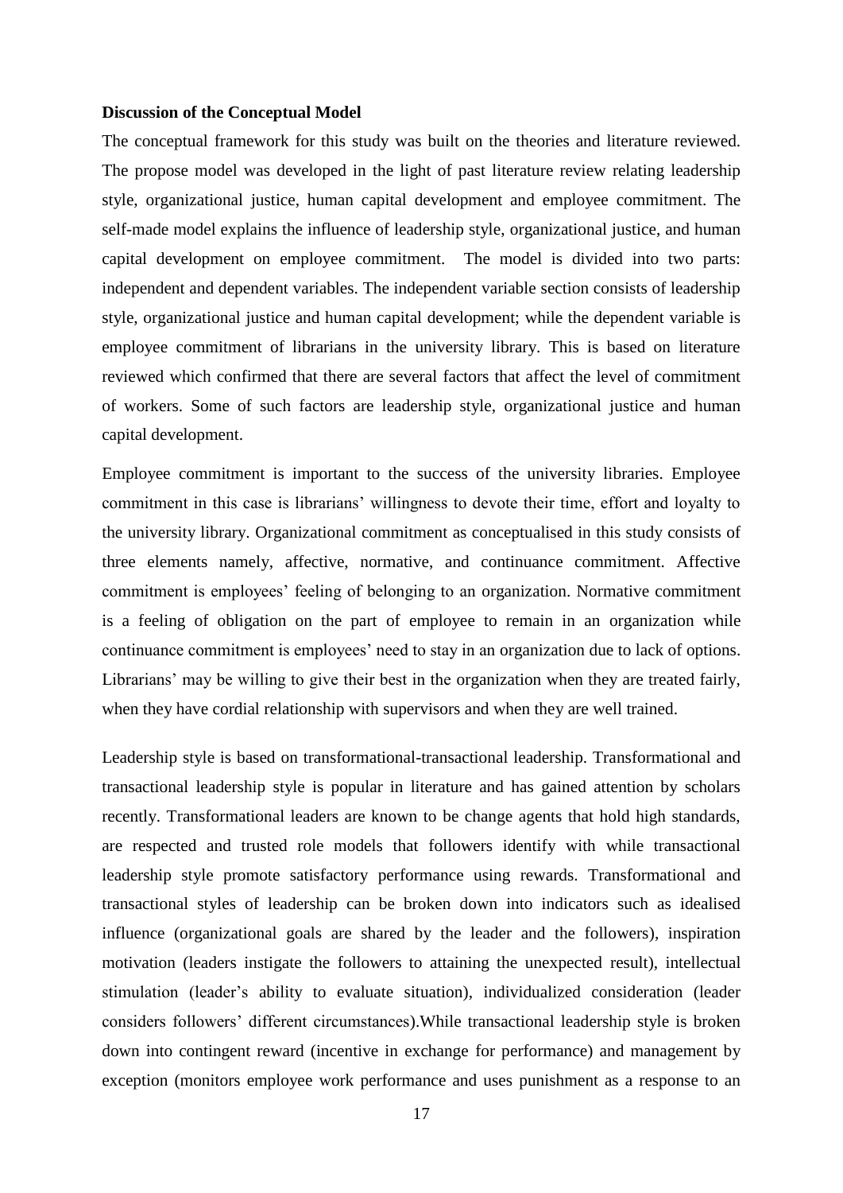**Discussion of the Conceptual Model**

The conceptual framework for this study was built on the theories and literature reviewed. The propose model was developed in the light of past literature review relating leadership style, organizational justice, human capital development and employee commitment. The self-made model explains the influence of leadership style, organizational justice, and human capital development on employee commitment. The model is divided into two parts: independent and dependent variables. The independent variable section consists of leadership style, organizational justice and human capital development; while the dependent variable is employee commitment of librarians in the university library. This is based on literature reviewed which confirmed that there are several factors that affect the level of commitment of workers. Some of such factors are leadership style, organizational justice and human capital development.

Employee commitment is important to the success of the university libraries. Employee commitment in this case is librarians' willingness to devote their time, effort and loyalty to the university library. Organizational commitment as conceptualised in this study consists of three elements namely, affective, normative, and continuance commitment. Affective commitment is employees' feeling of belonging to an organization. Normative commitment is a feeling of obligation on the part of employee to remain in an organization while continuance commitment is employees' need to stay in an organization due to lack of options. Librarians' may be willing to give their best in the organization when they are treated fairly, when they have cordial relationship with supervisors and when they are well trained.

Leadership style is based on transformational-transactional leadership. Transformational and transactional leadership style is popular in literature and has gained attention by scholars recently. Transformational leaders are known to be change agents that hold high standards, are respected and trusted role models that followers identify with while transactional leadership style promote satisfactory performance using rewards. Transformational and transactional styles of leadership can be broken down into indicators such as idealised influence (organizational goals are shared by the leader and the followers), inspiration motivation (leaders instigate the followers to attaining the unexpected result), intellectual stimulation (leader's ability to evaluate situation), individualized consideration (leader considers followers' different circumstances).While transactional leadership style is broken down into contingent reward (incentive in exchange for performance) and management by exception (monitors employee work performance and uses punishment as a response to an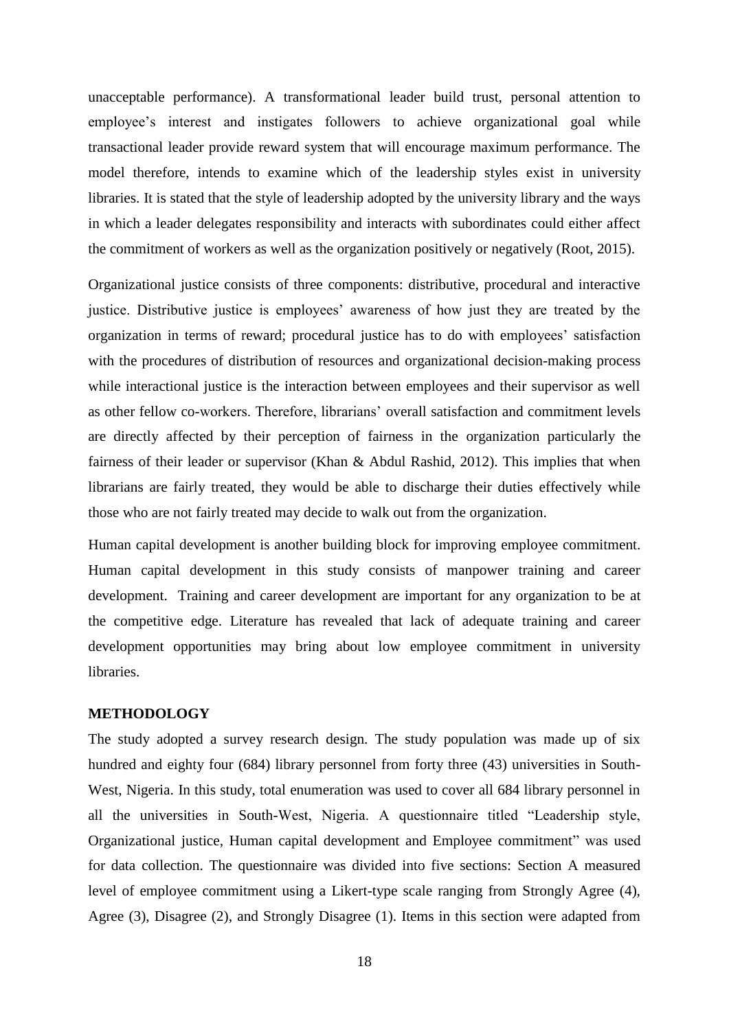unacceptable performance). A transformational leader build trust, personal attention to employee's interest and instigates followers to achieve organizational goal while transactional leader provide reward system that will encourage maximum performance. The model therefore, intends to examine which of the leadership styles exist in university libraries. It is stated that the style of leadership adopted by the university library and the ways in which a leader delegates responsibility and interacts with subordinates could either affect the commitment of workers as well as the organization positively or negatively (Root, 2015).

Organizational justice consists of three components: distributive, procedural and interactive justice. Distributive justice is employees' awareness of how just they are treated by the organization in terms of reward; procedural justice has to do with employees' satisfaction with the procedures of distribution of resources and organizational decision-making process while interactional justice is the interaction between employees and their supervisor as well as other fellow co-workers. Therefore, librarians' overall satisfaction and commitment levels are directly affected by their perception of fairness in the organization particularly the fairness of their leader or supervisor (Khan & Abdul Rashid, 2012). This implies that when librarians are fairly treated, they would be able to discharge their duties effectively while those who are not fairly treated may decide to walk out from the organization.

Human capital development is another building block for improving employee commitment. Human capital development in this study consists of manpower training and career development. Training and career development are important for any organization to be at the competitive edge. Literature has revealed that lack of adequate training and career development opportunities may bring about low employee commitment in university libraries.

## METHODOLOGY

The study adopted a survey research design. The study population was made up of six hundred and eighty four (684) library personnel from forty three (43) universities in South-West, Nigeria. In this study, total enumeration was used to cover all 684 library personnel in all the universities in South-West, Nigeria. A questionnaire titled "Leadership style, Organizational justice, Human capital development and Employee commitment" was used for data collection. The questionnaire was divided into five sections: Section A measured level of employee commitment using a Likert-type scale ranging from Strongly Agree (4), Agree (3), Disagree (2), and Strongly Disagree (1). Items in this section were adapted from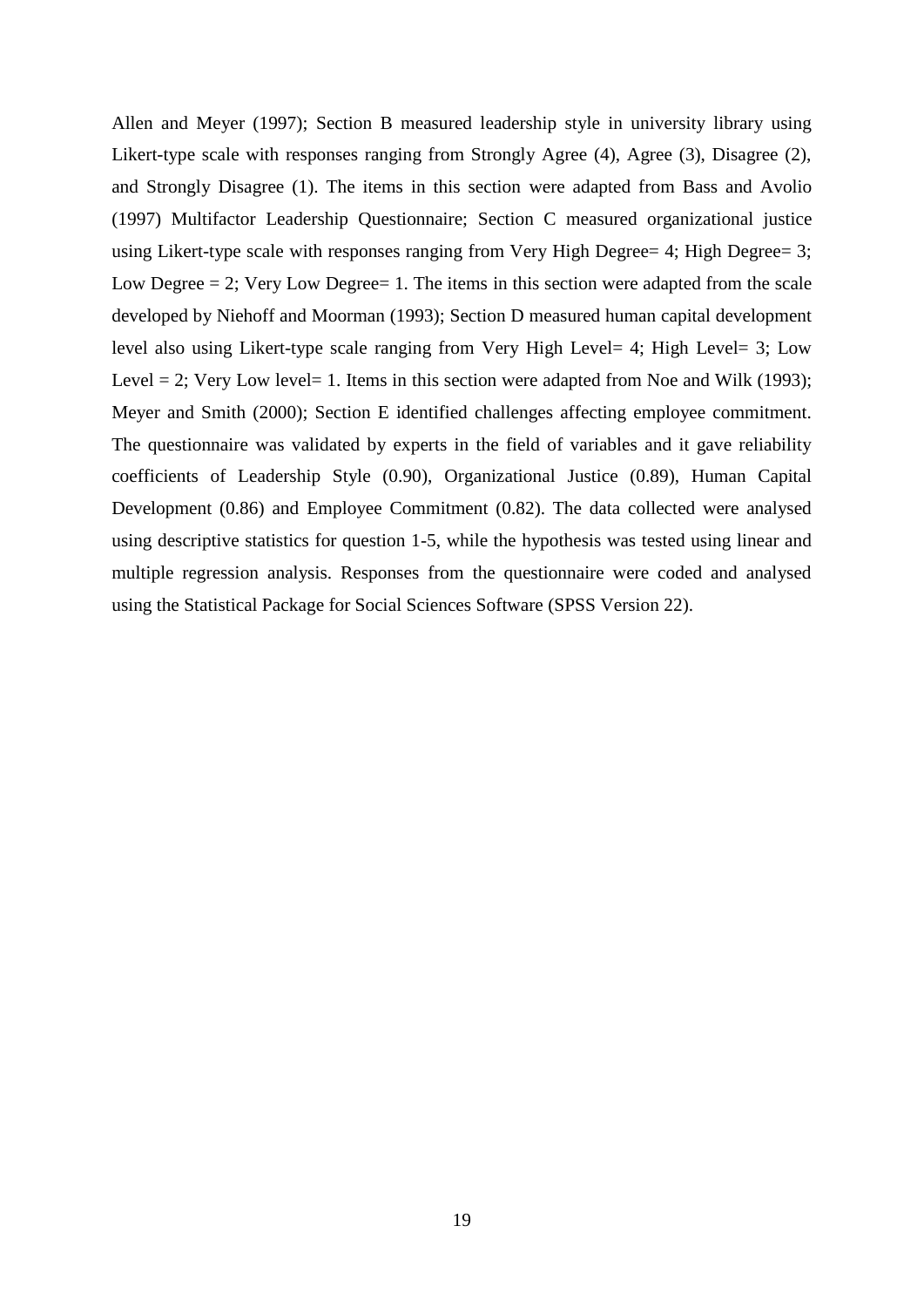Allen and Meyer (1997); Section B measured leadership style in university library using Likert-type scale with responses ranging from Strongly Agree (4), Agree (3), Disagree (2), and Strongly Disagree (1). The items in this section were adapted from Bass and Avolio (1997) Multifactor Leadership Questionnaire; Section C measured organizational justice using Likert-type scale with responses ranging from Very High Degree= 4; High Degree= 3; Low Degree = 2; Very Low Degree= 1. The items in this section were adapted from the scale developed by Niehoff and Moorman (1993); Section D measured human capital development level also using Likert-type scale ranging from Very High Level= 4; High Level= 3; Low Level = 2; Very Low level= 1. Items in this section were adapted from Noe and Wilk (1993); Meyer and Smith (2000); Section E identified challenges affecting employee commitment. The questionnaire was validated by experts in the field of variables and it gave reliability coefficients of Leadership Style (0.90), Organizational Justice (0.89), Human Capital Development (0.86) and Employee Commitment (0.82). The data collected were analysed using descriptive statistics for question 1-5, while the hypothesis was tested using linear and multiple regression analysis. Responses from the questionnaire were coded and analysed using the Statistical Package for Social Sciences Software (SPSS Version 22).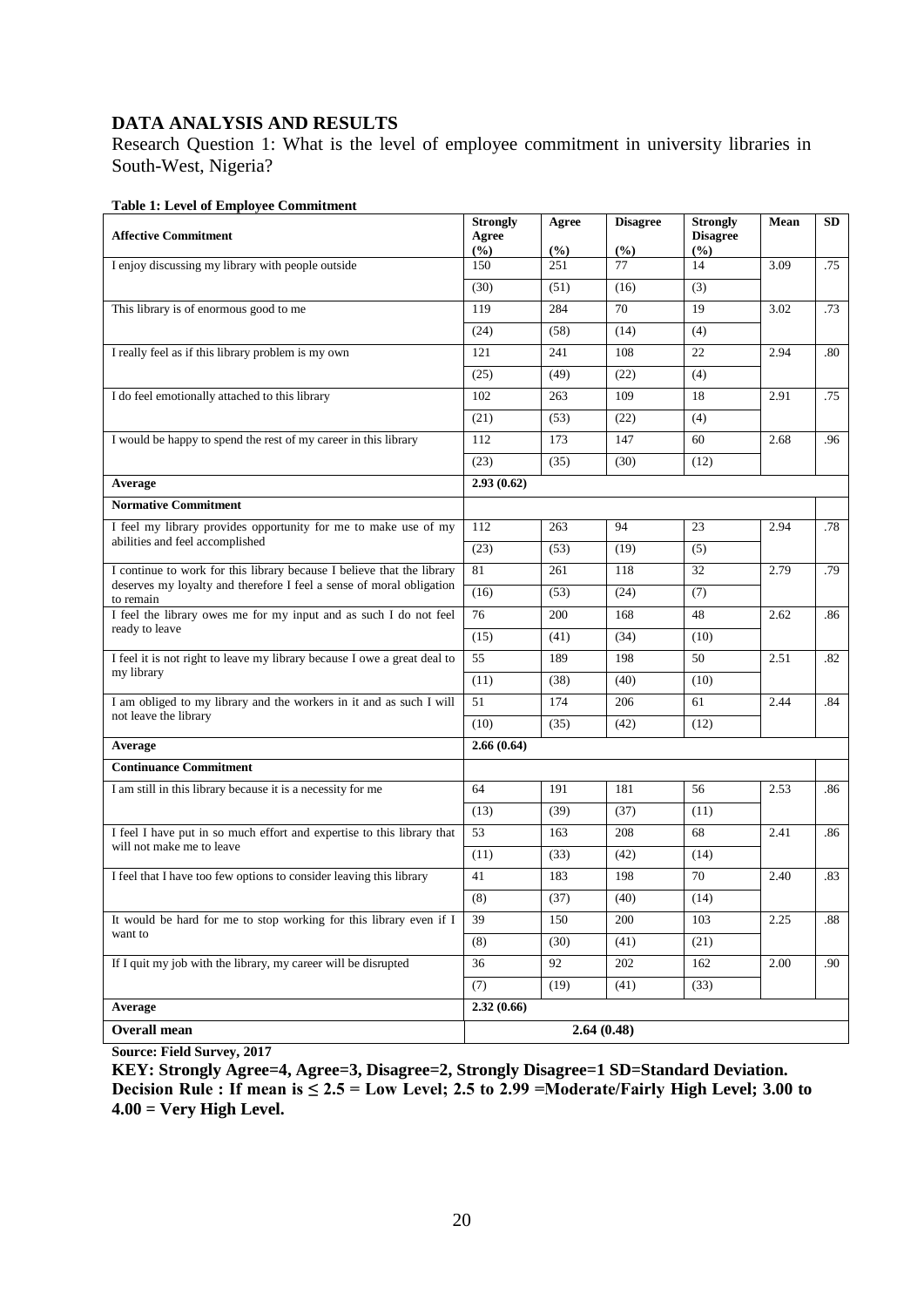## DATA ANALYSIS AND RESULTS

Research Question 1: What is the level of employee commitment in university libraries in South-West, Nigeria?

**Table 1: Level of Employee Commitment**

| **Affective Commitment** | **Strongly Agree (%)** | **Agree (%)** | **Disagree (%)** | **Strongly Disagree (%)** | **Mean** | **SD** |
|---|---|---|---|---|---|---|
| I enjoy discussing my library with people outside | 150 | 251 | 77 | 14 | 3.09 | .75 |
| | (30) | (51) | (16) | (3) | | |
| This library is of enormous good to me | 119 | 284 | 70 | 19 | 3.02 | .73 |
| | (24) | (58) | (14) | (4) | | |
| I really feel as if this library problem is my own | 121 | 241 | 108 | 22 | 2.94 | .80 |
| | (25) | (49) | (22) | (4) | | |
| I do feel emotionally attached to this library | 102 | 263 | 109 | 18 | 2.91 | .75 |
| | (21) | (53) | (22) | (4) | | |
| I would be happy to spend the rest of my career in this library | 112 | 173 | 147 | 60 | 2.68 | .96 |
| | (23) | (35) | (30) | (12) | | |
| **Average** | **2.93 (0.62)** | | | | | |
| **Normative Commitment** | | | | | | |
| I feel my library provides opportunity for me to make use of my abilities and feel accomplished | 112 | 263 | 94 | 23 | 2.94 | .78 |
| | (23) | (53) | (19) | (5) | | |
| I continue to work for this library because I believe that the library deserves my loyalty and therefore I feel a sense of moral obligation to remain | 81 | 261 | 118 | 32 | 2.79 | .79 |
| | (16) | (53) | (24) | (7) | | |
| I feel the library owes me for my input and as such I do not feel ready to leave | 76 | 200 | 168 | 48 | 2.62 | .86 |
| | (15) | (41) | (34) | (10) | | |
| I feel it is not right to leave my library because I owe a great deal to my library | 55 | 189 | 198 | 50 | 2.51 | .82 |
| | (11) | (38) | (40) | (10) | | |
| I am obliged to my library and the workers in it and as such I will not leave the library | 51 | 174 | 206 | 61 | 2.44 | .84 |
| | (10) | (35) | (42) | (12) | | |
| **Average** | **2.66 (0.64)** | | | | | |
| **Continuance Commitment** | | | | | | |
| I am still in this library because it is a necessity for me | 64 | 191 | 181 | 56 | 2.53 | .86 |
| | (13) | (39) | (37) | (11) | | |
| I feel I have put in so much effort and expertise to this library that will not make me to leave | 53 | 163 | 208 | 68 | 2.41 | .86 |
| | (11) | (33) | (42) | (14) | | |
| I feel that I have too few options to consider leaving this library | 41 | 183 | 198 | 70 | 2.40 | .83 |
| | (8) | (37) | (40) | (14) | | |
| It would be hard for me to stop working for this library even if I want to | 39 | 150 | 200 | 103 | 2.25 | .88 |
| | (8) | (30) | (41) | (21) | | |
| If I quit my job with the library, my career will be disrupted | 36 | 92 | 202 | 162 | 2.00 | .90 |
| | (7) | (19) | (41) | (33) | | |
| **Average** | **2.32 (0.66)** | | | | | |
| **Overall mean** | **2.64 (0.48)** | | | | | |

**Source: Field Survey, 2017**

**KEY: Strongly Agree=4, Agree=3, Disagree=2, Strongly Disagree=1 SD=Standard Deviation.**
**Decision Rule : If mean is ≤ 2.5 = Low Level; 2.5 to 2.99 =Moderate/Fairly High Level; 3.00 to 4.00 = Very High Level.**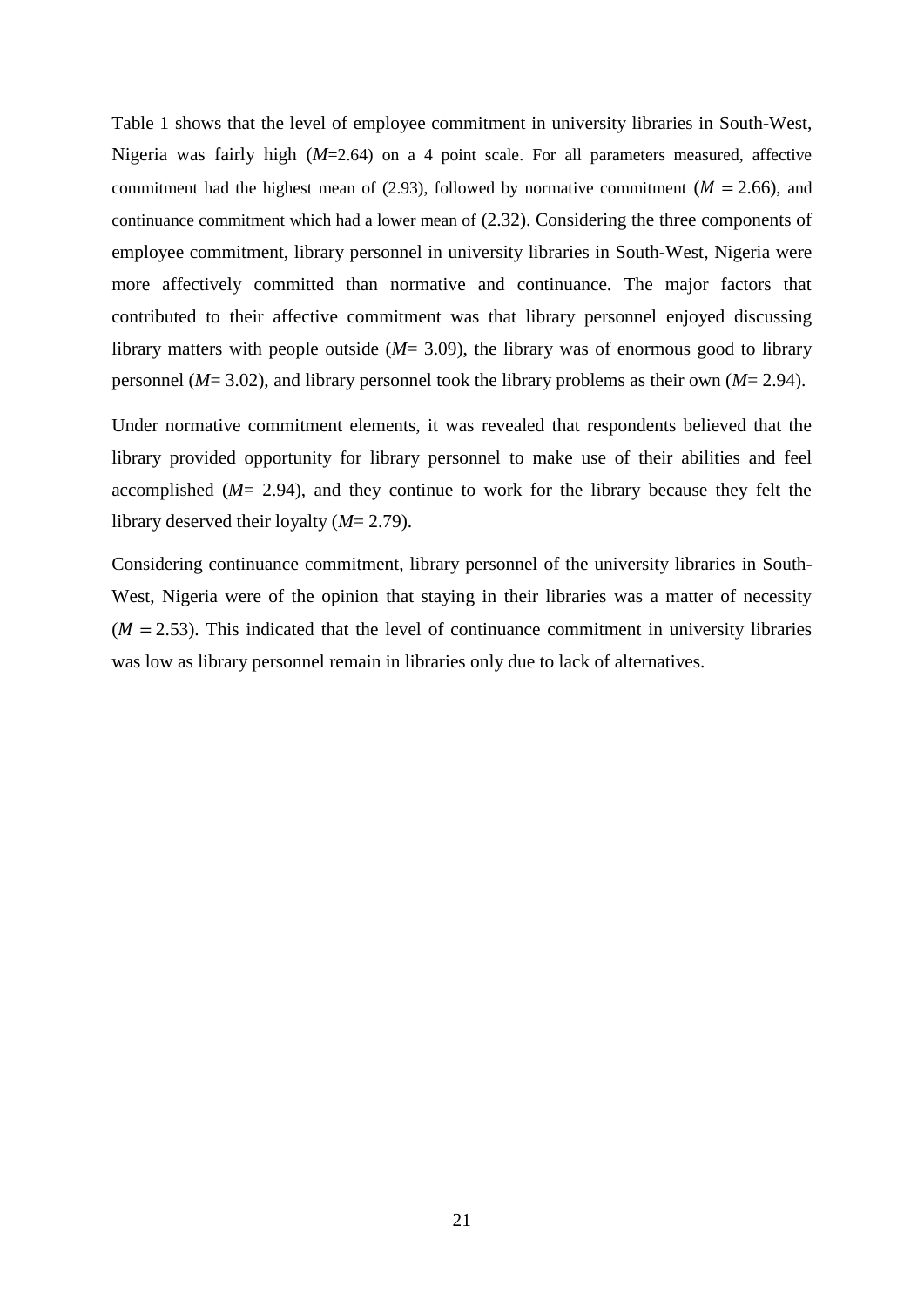Table 1 shows that the level of employee commitment in university libraries in South-West, Nigeria was fairly high (*M*=2.64) on a 4 point scale. For all parameters measured, affective commitment had the highest mean of (2.93), followed by normative commitment ($M = 2.66$), and continuance commitment which had a lower mean of (2.32). Considering the three components of employee commitment, library personnel in university libraries in South-West, Nigeria were more affectively committed than normative and continuance. The major factors that contributed to their affective commitment was that library personnel enjoyed discussing library matters with people outside (*M*= 3.09), the library was of enormous good to library personnel (*M*= 3.02), and library personnel took the library problems as their own (*M*= 2.94).

Under normative commitment elements, it was revealed that respondents believed that the library provided opportunity for library personnel to make use of their abilities and feel accomplished (*M*= 2.94), and they continue to work for the library because they felt the library deserved their loyalty (*M*= 2.79).

Considering continuance commitment, library personnel of the university libraries in South-West, Nigeria were of the opinion that staying in their libraries was a matter of necessity ($M = 2.53$). This indicated that the level of continuance commitment in university libraries was low as library personnel remain in libraries only due to lack of alternatives.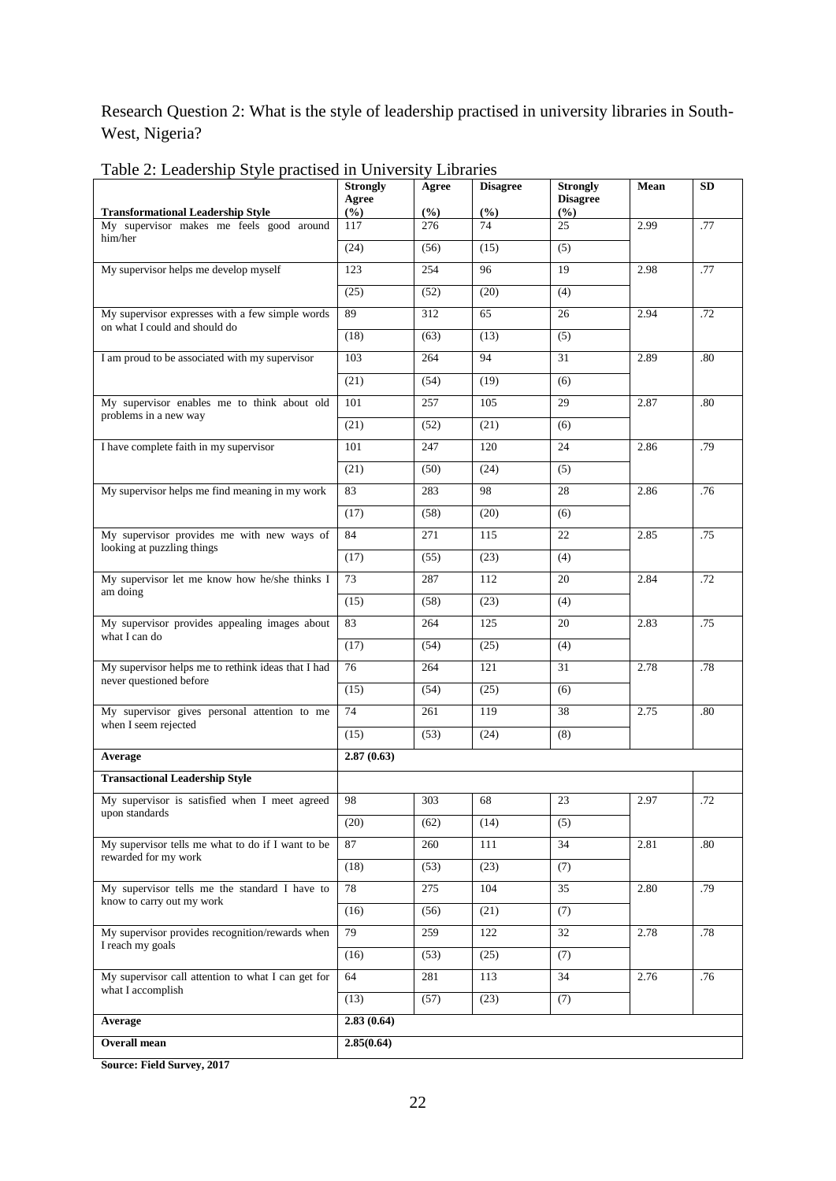Research Question 2: What is the style of leadership practised in university libraries in South-West, Nigeria?

Table 2: Leadership Style practised in University Libraries

| Transformational Leadership Style | Strongly Agree (%) | Agree (%) | Disagree (%) | Strongly Disagree (%) | Mean | SD |
|---|---|---|---|---|---|---|
| My supervisor makes me feels good around him/her | 117 (24) | 276 (56) | 74 (15) | 25 (5) | 2.99 | .77 |
| My supervisor helps me develop myself | 123 (25) | 254 (52) | 96 (20) | 19 (4) | 2.98 | .77 |
| My supervisor expresses with a few simple words on what I could and should do | 89 (18) | 312 (63) | 65 (13) | 26 (5) | 2.94 | .72 |
| I am proud to be associated with my supervisor | 103 (21) | 264 (54) | 94 (19) | 31 (6) | 2.89 | .80 |
| My supervisor enables me to think about old problems in a new way | 101 (21) | 257 (52) | 105 (21) | 29 (6) | 2.87 | .80 |
| I have complete faith in my supervisor | 101 (21) | 247 (50) | 120 (24) | 24 (5) | 2.86 | .79 |
| My supervisor helps me find meaning in my work | 83 (17) | 283 (58) | 98 (20) | 28 (6) | 2.86 | .76 |
| My supervisor provides me with new ways of looking at puzzling things | 84 (17) | 271 (55) | 115 (23) | 22 (4) | 2.85 | .75 |
| My supervisor let me know how he/she thinks I am doing | 73 (15) | 287 (58) | 112 (23) | 20 (4) | 2.84 | .72 |
| My supervisor provides appealing images about what I can do | 83 (17) | 264 (54) | 125 (25) | 20 (4) | 2.83 | .75 |
| My supervisor helps me to rethink ideas that I had never questioned before | 76 (15) | 264 (54) | 121 (25) | 31 (6) | 2.78 | .78 |
| My supervisor gives personal attention to me when I seem rejected | 74 (15) | 261 (53) | 119 (24) | 38 (8) | 2.75 | .80 |
| **Average** | **2.87 (0.63)** | | | | | |
| **Transactional Leadership Style** | | | | | | |
| My supervisor is satisfied when I meet agreed upon standards | 98 (20) | 303 (62) | 68 (14) | 23 (5) | 2.97 | .72 |
| My supervisor tells me what to do if I want to be rewarded for my work | 87 (18) | 260 (53) | 111 (23) | 34 (7) | 2.81 | .80 |
| My supervisor tells me the standard I have to know to carry out my work | 78 (16) | 275 (56) | 104 (21) | 35 (7) | 2.80 | .79 |
| My supervisor provides recognition/rewards when I reach my goals | 79 (16) | 259 (53) | 122 (25) | 32 (7) | 2.78 | .78 |
| My supervisor call attention to what I can get for what I accomplish | 64 (13) | 281 (57) | 113 (23) | 34 (7) | 2.76 | .76 |
| **Average** | **2.83 (0.64)** | | | | | |
| **Overall mean** | **2.85(0.64)** | | | | | |

**Source: Field Survey, 2017**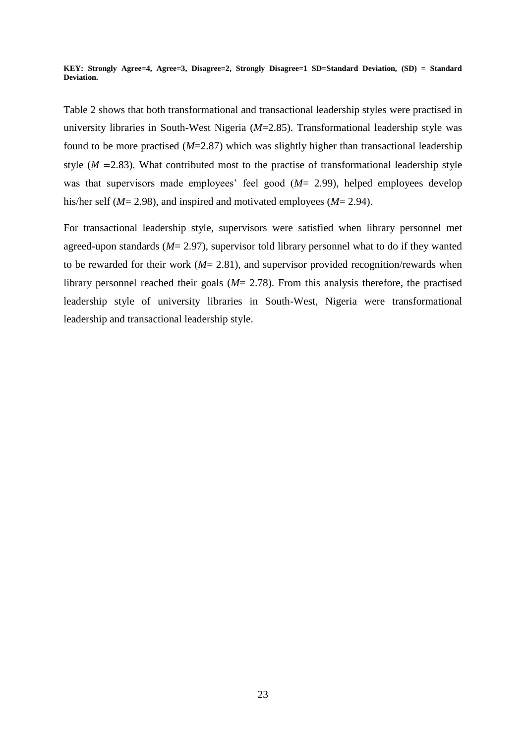**KEY: Strongly Agree=4, Agree=3, Disagree=2, Strongly Disagree=1 SD=Standard Deviation, (SD) = Standard Deviation.**

Table 2 shows that both transformational and transactional leadership styles were practised in university libraries in South-West Nigeria (*M*=2.85). Transformational leadership style was found to be more practised (*M*=2.87) which was slightly higher than transactional leadership style ($M$ =2.83). What contributed most to the practise of transformational leadership style was that supervisors made employees' feel good (*M*= 2.99), helped employees develop his/her self (*M*= 2.98), and inspired and motivated employees (*M*= 2.94).

For transactional leadership style, supervisors were satisfied when library personnel met agreed-upon standards (*M*= 2.97), supervisor told library personnel what to do if they wanted to be rewarded for their work (*M*= 2.81), and supervisor provided recognition/rewards when library personnel reached their goals (*M*= 2.78). From this analysis therefore, the practised leadership style of university libraries in South-West, Nigeria were transformational leadership and transactional leadership style.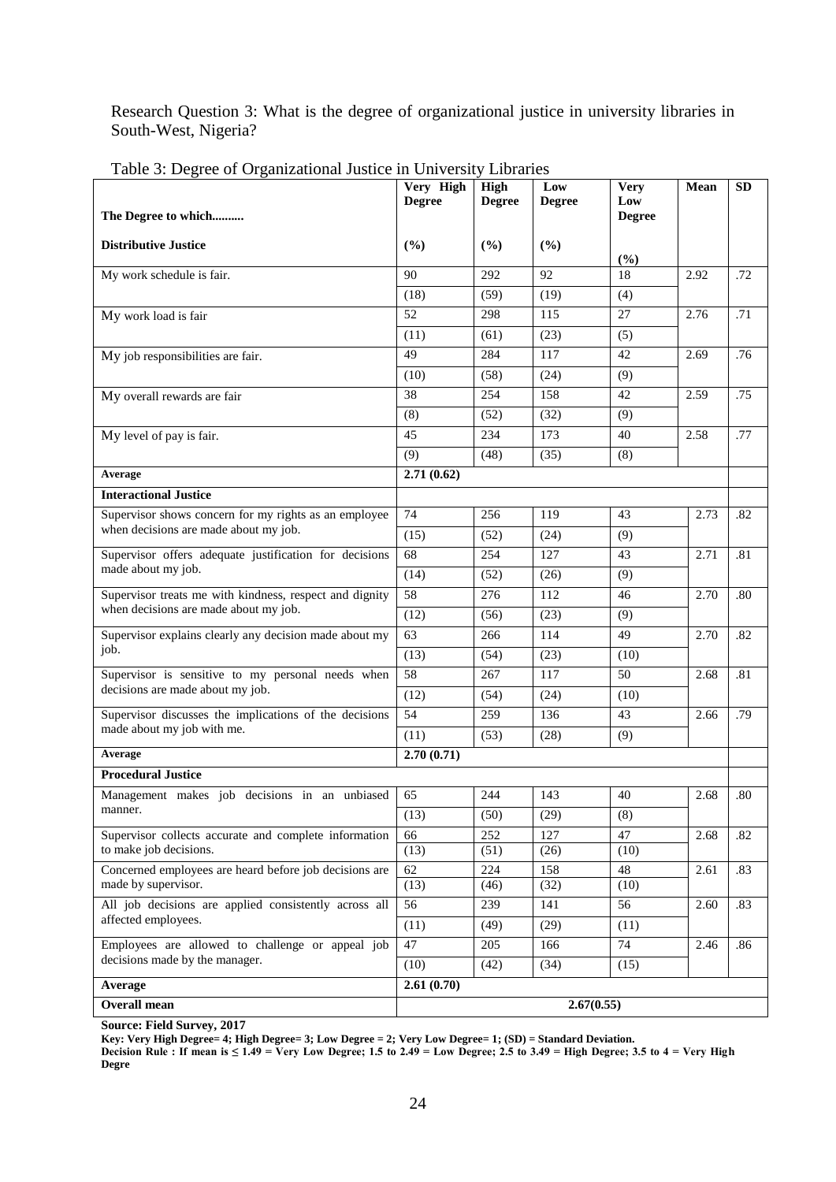Research Question 3: What is the degree of organizational justice in university libraries in South-West, Nigeria?

Table 3: Degree of Organizational Justice in University Libraries

| The Degree to which.......... | Very High Degree | High Degree | Low Degree | Very Low Degree | Mean | SD |
|---|---|---|---|---|---|---|
| **Distributive Justice** | **(%)** | **(%)** | **(%)** | **(%)** | | |
| My work schedule is fair. | 90 | 292 | 92 | 18 | 2.92 | .72 |
| | (18) | (59) | (19) | (4) | | |
| My work load is fair | 52 | 298 | 115 | 27 | 2.76 | .71 |
| | (11) | (61) | (23) | (5) | | |
| My job responsibilities are fair. | 49 | 284 | 117 | 42 | 2.69 | .76 |
| | (10) | (58) | (24) | (9) | | |
| My overall rewards are fair | 38 | 254 | 158 | 42 | 2.59 | .75 |
| | (8) | (52) | (32) | (9) | | |
| My level of pay is fair. | 45 | 234 | 173 | 40 | 2.58 | .77 |
| | (9) | (48) | (35) | (8) | | |
| **Average** | **2.71 (0.62)** | | | | | |
| **Interactional Justice** | | | | | | |
| Supervisor shows concern for my rights as an employee when decisions are made about my job. | 74 | 256 | 119 | 43 | 2.73 | .82 |
| | (15) | (52) | (24) | (9) | | |
| Supervisor offers adequate justification for decisions made about my job. | 68 | 254 | 127 | 43 | 2.71 | .81 |
| | (14) | (52) | (26) | (9) | | |
| Supervisor treats me with kindness, respect and dignity when decisions are made about my job. | 58 | 276 | 112 | 46 | 2.70 | .80 |
| | (12) | (56) | (23) | (9) | | |
| Supervisor explains clearly any decision made about my job. | 63 | 266 | 114 | 49 | 2.70 | .82 |
| | (13) | (54) | (23) | (10) | | |
| Supervisor is sensitive to my personal needs when decisions are made about my job. | 58 | 267 | 117 | 50 | 2.68 | .81 |
| | (12) | (54) | (24) | (10) | | |
| Supervisor discusses the implications of the decisions made about my job with me. | 54 | 259 | 136 | 43 | 2.66 | .79 |
| | (11) | (53) | (28) | (9) | | |
| **Average** | **2.70 (0.71)** | | | | | |
| **Procedural Justice** | | | | | | |
| Management makes job decisions in an unbiased manner. | 65 | 244 | 143 | 40 | 2.68 | .80 |
| | (13) | (50) | (29) | (8) | | |
| Supervisor collects accurate and complete information to make job decisions. | 66 | 252 | 127 | 47 | 2.68 | .82 |
| | (13) | (51) | (26) | (10) | | |
| Concerned employees are heard before job decisions are made by supervisor. | 62 | 224 | 158 | 48 | 2.61 | .83 |
| | (13) | (46) | (32) | (10) | | |
| All job decisions are applied consistently across all affected employees. | 56 | 239 | 141 | 56 | 2.60 | .83 |
| | (11) | (49) | (29) | (11) | | |
| Employees are allowed to challenge or appeal job decisions made by the manager. | 47 | 205 | 166 | 74 | 2.46 | .86 |
| | (10) | (42) | (34) | (15) | | |
| **Average** | **2.61 (0.70)** | | | | | |
| **Overall mean** | **2.67(0.55)** | | | | | |

**Source: Field Survey, 2017**

**Key: Very High Degree= 4; High Degree= 3; Low Degree = 2; Very Low Degree= 1; (SD) = Standard Deviation.**

**Decision Rule : If mean is ≤ 1.49 = Very Low Degree; 1.5 to 2.49 = Low Degree; 2.5 to 3.49 = High Degree; 3.5 to 4 = Very High Degre**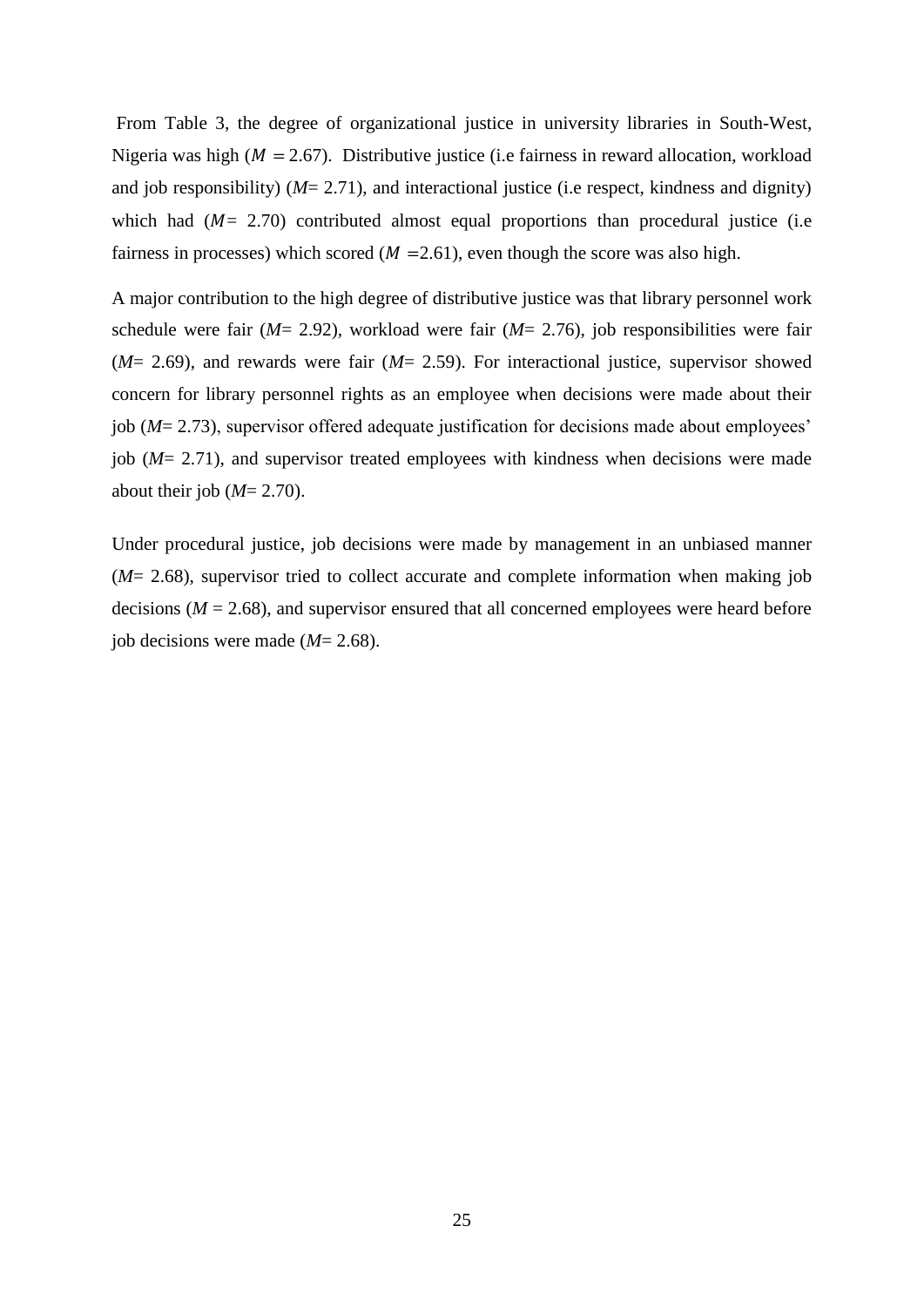From Table 3, the degree of organizational justice in university libraries in South-West, Nigeria was high ($M = 2.67$). Distributive justice (i.e fairness in reward allocation, workload and job responsibility) ($M$= 2.71), and interactional justice (i.e respect, kindness and dignity) which had ($M$= 2.70) contributed almost equal proportions than procedural justice (i.e fairness in processes) which scored ($M$ =2.61), even though the score was also high.

A major contribution to the high degree of distributive justice was that library personnel work schedule were fair ($M$= 2.92), workload were fair ($M$= 2.76), job responsibilities were fair ($M$= 2.69), and rewards were fair ($M$= 2.59). For interactional justice, supervisor showed concern for library personnel rights as an employee when decisions were made about their job ($M$= 2.73), supervisor offered adequate justification for decisions made about employees' job ($M$= 2.71), and supervisor treated employees with kindness when decisions were made about their job ($M$= 2.70).

Under procedural justice, job decisions were made by management in an unbiased manner ($M$= 2.68), supervisor tried to collect accurate and complete information when making job decisions ($M$ = 2.68), and supervisor ensured that all concerned employees were heard before job decisions were made ($M$= 2.68).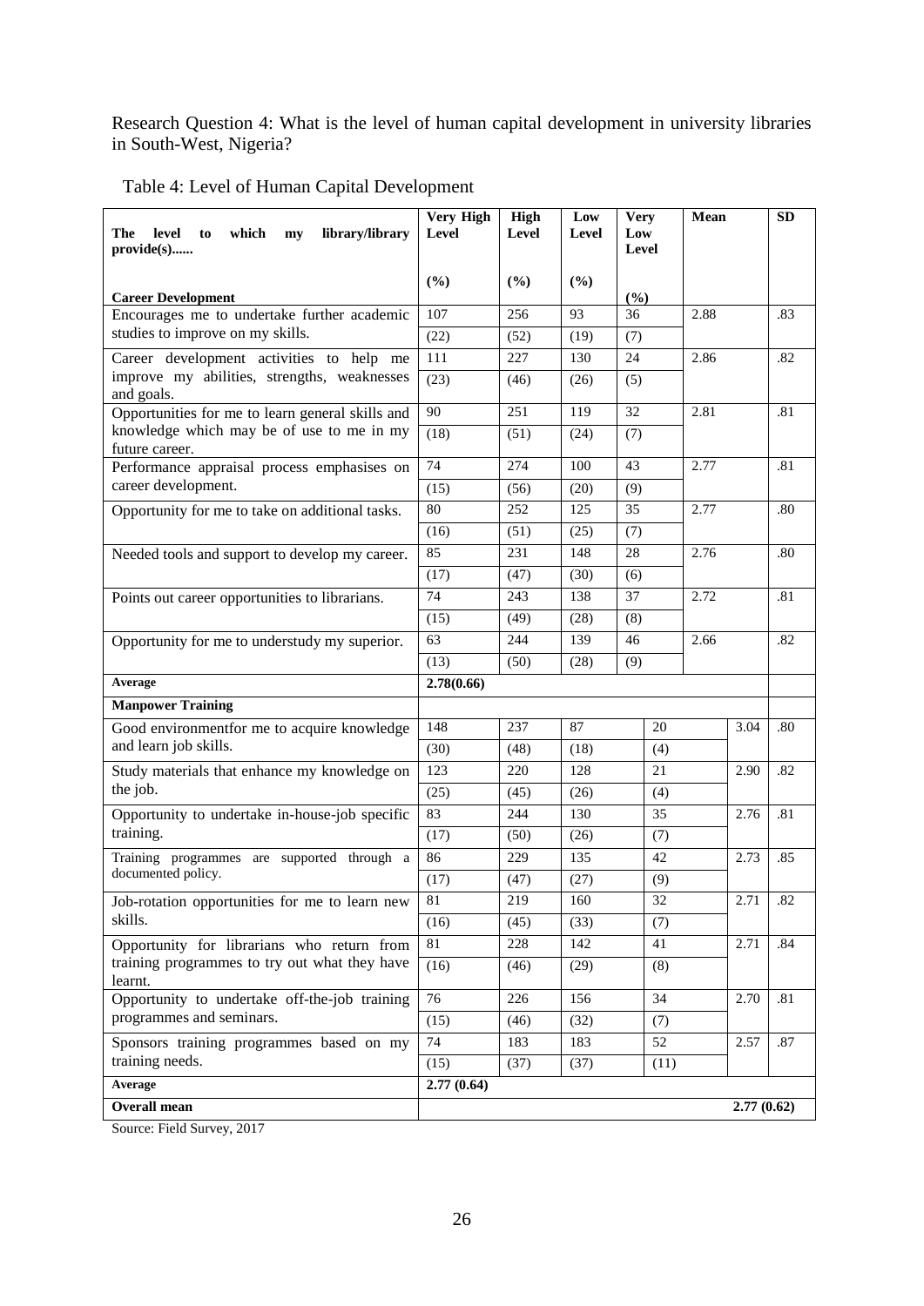Research Question 4: What is the level of human capital development in university libraries in South-West, Nigeria?

Table 4: Level of Human Capital Development

| The level to which my library/library provide(s)...... | Very High Level | High Level | Low Level | Very Low Level | Mean | SD |
|---|---|---|---|---|---|---|
| | (%) | (%) | (%) | (%) | | |
| **Career Development** | | | | | | |
| Encourages me to undertake further academic studies to improve on my skills. | 107 (22) | 256 (52) | 93 (19) | 36 (7) | 2.88 | .83 |
| Career development activities to help me improve my abilities, strengths, weaknesses and goals. | 111 (23) | 227 (46) | 130 (26) | 24 (5) | 2.86 | .82 |
| Opportunities for me to learn general skills and knowledge which may be of use to me in my future career. | 90 (18) | 251 (51) | 119 (24) | 32 (7) | 2.81 | .81 |
| Performance appraisal process emphasises on career development. | 74 (15) | 274 (56) | 100 (20) | 43 (9) | 2.77 | .81 |
| Opportunity for me to take on additional tasks. | 80 (16) | 252 (51) | 125 (25) | 35 (7) | 2.77 | .80 |
| Needed tools and support to develop my career. | 85 (17) | 231 (47) | 148 (30) | 28 (6) | 2.76 | .80 |
| Points out career opportunities to librarians. | 74 (15) | 243 (49) | 138 (28) | 37 (8) | 2.72 | .81 |
| Opportunity for me to understudy my superior. | 63 (13) | 244 (50) | 139 (28) | 46 (9) | 2.66 | .82 |
| **Average** | **2.78(0.66)** | | | | | |
| **Manpower Training** | | | | | | |
| Good environmentfor me to acquire knowledge and learn job skills. | 148 (30) | 237 (48) | 87 (18) | 20 (4) | 3.04 | .80 |
| Study materials that enhance my knowledge on the job. | 123 (25) | 220 (45) | 128 (26) | 21 (4) | 2.90 | .82 |
| Opportunity to undertake in-house-job specific training. | 83 (17) | 244 (50) | 130 (26) | 35 (7) | 2.76 | .81 |
| Training programmes are supported through a documented policy. | 86 (17) | 229 (47) | 135 (27) | 42 (9) | 2.73 | .85 |
| Job-rotation opportunities for me to learn new skills. | 81 (16) | 219 (45) | 160 (33) | 32 (7) | 2.71 | .82 |
| Opportunity for librarians who return from training programmes to try out what they have learnt. | 81 (16) | 228 (46) | 142 (29) | 41 (8) | 2.71 | .84 |
| Opportunity to undertake off-the-job training programmes and seminars. | 76 (15) | 226 (46) | 156 (32) | 34 (7) | 2.70 | .81 |
| Sponsors training programmes based on my training needs. | 74 (15) | 183 (37) | 183 (37) | 52 (11) | 2.57 | .87 |
| **Average** | **2.77 (0.64)** | | | | | |
| **Overall mean** | | | | | **2.77 (0.62)** | |

Source: Field Survey, 2017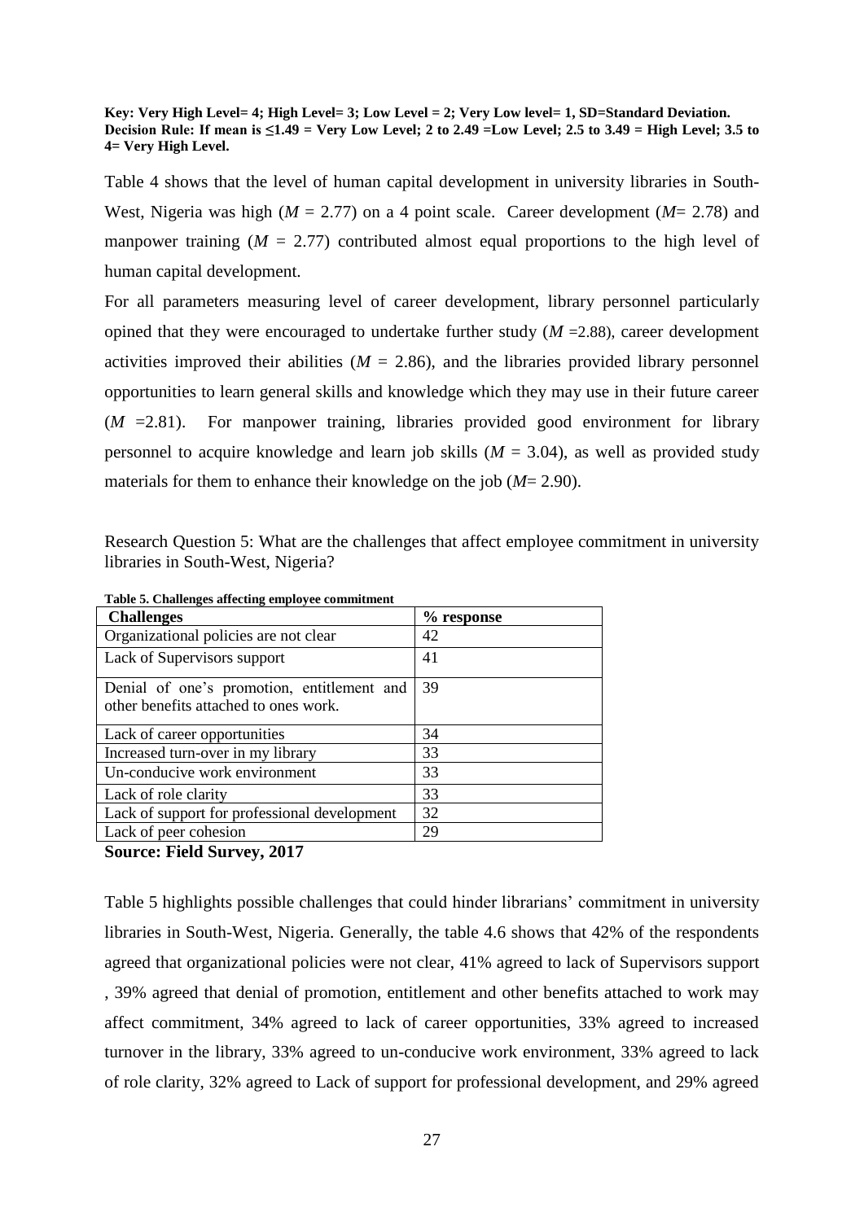**Key: Very High Level= 4; High Level= 3; Low Level = 2; Very Low level= 1, SD=Standard Deviation. Decision Rule: If mean is ≤1.49 = Very Low Level; 2 to 2.49 =Low Level; 2.5 to 3.49 = High Level; 3.5 to 4= Very High Level.**

Table 4 shows that the level of human capital development in university libraries in South-West, Nigeria was high (*M* = 2.77) on a 4 point scale. Career development (*M*= 2.78) and manpower training (*M* = 2.77) contributed almost equal proportions to the high level of human capital development.

For all parameters measuring level of career development, library personnel particularly opined that they were encouraged to undertake further study (*M* =2.88), career development activities improved their abilities (*M* = 2.86), and the libraries provided library personnel opportunities to learn general skills and knowledge which they may use in their future career (*M* =2.81). For manpower training, libraries provided good environment for library personnel to acquire knowledge and learn job skills (*M* = 3.04), as well as provided study materials for them to enhance their knowledge on the job (*M*= 2.90).

Research Question 5: What are the challenges that affect employee commitment in university libraries in South-West, Nigeria?

**Table 5. Challenges affecting employee commitment**

| Challenges | % response |
|---|---|
| Organizational policies are not clear | 42 |
| Lack of Supervisors support | 41 |
| Denial of one's promotion, entitlement and other benefits attached to ones work. | 39 |
| Lack of career opportunities | 34 |
| Increased turn-over in my library | 33 |
| Un-conducive work environment | 33 |
| Lack of role clarity | 33 |
| Lack of support for professional development | 32 |
| Lack of peer cohesion | 29 |

**Source: Field Survey, 2017**

Table 5 highlights possible challenges that could hinder librarians' commitment in university libraries in South-West, Nigeria. Generally, the table 4.6 shows that 42% of the respondents agreed that organizational policies were not clear, 41% agreed to lack of Supervisors support , 39% agreed that denial of promotion, entitlement and other benefits attached to work may affect commitment, 34% agreed to lack of career opportunities, 33% agreed to increased turnover in the library, 33% agreed to un-conducive work environment, 33% agreed to lack of role clarity, 32% agreed to Lack of support for professional development, and 29% agreed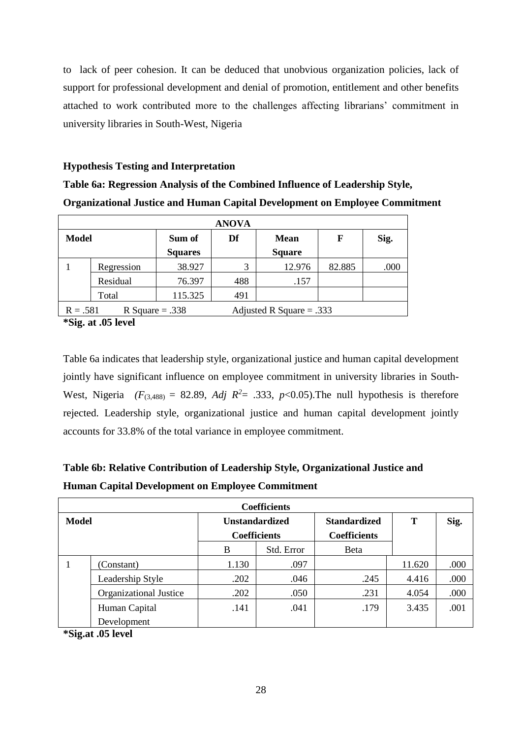to lack of peer cohesion. It can be deduced that unobvious organization policies, lack of support for professional development and denial of promotion, entitlement and other benefits attached to work contributed more to the challenges affecting librarians' commitment in university libraries in South-West, Nigeria

**Hypothesis Testing and Interpretation**

**Table 6a: Regression Analysis of the Combined Influence of Leadership Style, Organizational Justice and Human Capital Development on Employee Commitment**

| ANOVA | | | | | | |
|---|---|---|---|---|---|---|
| **Model** | | **Sum of Squares** | **Df** | **Mean Square** | **F** | **Sig.** |
| 1 | Regression | 38.927 | 3 | 12.976 | 82.885 | .000 |
| | Residual | 76.397 | 488 | .157 | | |
| | Total | 115.325 | 491 | | | |
| R = .581 | R Square = .338 | | Adjusted R Square = .333 | | | |

**\*Sig. at .05 level**

Table 6a indicates that leadership style, organizational justice and human capital development jointly have significant influence on employee commitment in university libraries in South-West, Nigeria ($F_{(3,488)}$ = 82.89, *Adj* $R^2$= .333, $p$<0.05).The null hypothesis is therefore rejected. Leadership style, organizational justice and human capital development jointly accounts for 33.8% of the total variance in employee commitment.

**Table 6b: Relative Contribution of Leadership Style, Organizational Justice and Human Capital Development on Employee Commitment**

| Coefficients | | | | | | |
|---|---|---|---|---|---|---|
| **Model** | | **Unstandardized Coefficients** | | **Standardized Coefficients** | **T** | **Sig.** |
| | | B | Std. Error | Beta | | |
| 1 | (Constant) | 1.130 | .097 | | 11.620 | .000 |
| | Leadership Style | .202 | .046 | .245 | 4.416 | .000 |
| | Organizational Justice | .202 | .050 | .231 | 4.054 | .000 |
| | Human Capital Development | .141 | .041 | .179 | 3.435 | .001 |

**\*Sig.at .05 level**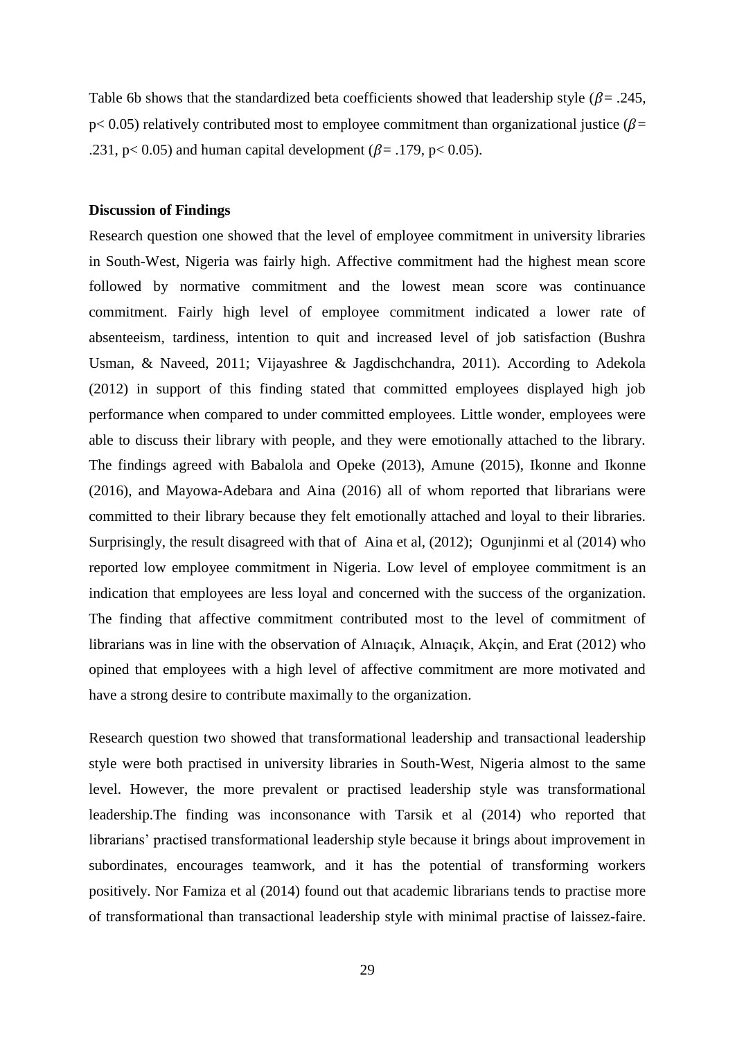Table 6b shows that the standardized beta coefficients showed that leadership style ($\beta = .245$, $p < 0.05$) relatively contributed most to employee commitment than organizational justice ($\beta = .231$, $p < 0.05$) and human capital development ($\beta = .179$, $p < 0.05$).

**Discussion of Findings**

Research question one showed that the level of employee commitment in university libraries in South-West, Nigeria was fairly high. Affective commitment had the highest mean score followed by normative commitment and the lowest mean score was continuance commitment. Fairly high level of employee commitment indicated a lower rate of absenteeism, tardiness, intention to quit and increased level of job satisfaction (Bushra Usman, & Naveed, 2011; Vijayashree & Jagdischchandra, 2011). According to Adekola (2012) in support of this finding stated that committed employees displayed high job performance when compared to under committed employees. Little wonder, employees were able to discuss their library with people, and they were emotionally attached to the library. The findings agreed with Babalola and Opeke (2013), Amune (2015), Ikonne and Ikonne (2016), and Mayowa-Adebara and Aina (2016) all of whom reported that librarians were committed to their library because they felt emotionally attached and loyal to their libraries. Surprisingly, the result disagreed with that of Aina et al, (2012); Ogunjinmi et al (2014) who reported low employee commitment in Nigeria. Low level of employee commitment is an indication that employees are less loyal and concerned with the success of the organization. The finding that affective commitment contributed most to the level of commitment of librarians was in line with the observation of Alnıaçık, Alnıaçık, Akçin, and Erat (2012) who opined that employees with a high level of affective commitment are more motivated and have a strong desire to contribute maximally to the organization.

Research question two showed that transformational leadership and transactional leadership style were both practised in university libraries in South-West, Nigeria almost to the same level. However, the more prevalent or practised leadership style was transformational leadership.The finding was inconsonance with Tarsik et al (2014) who reported that librarians' practised transformational leadership style because it brings about improvement in subordinates, encourages teamwork, and it has the potential of transforming workers positively. Nor Famiza et al (2014) found out that academic librarians tends to practise more of transformational than transactional leadership style with minimal practise of laissez-faire.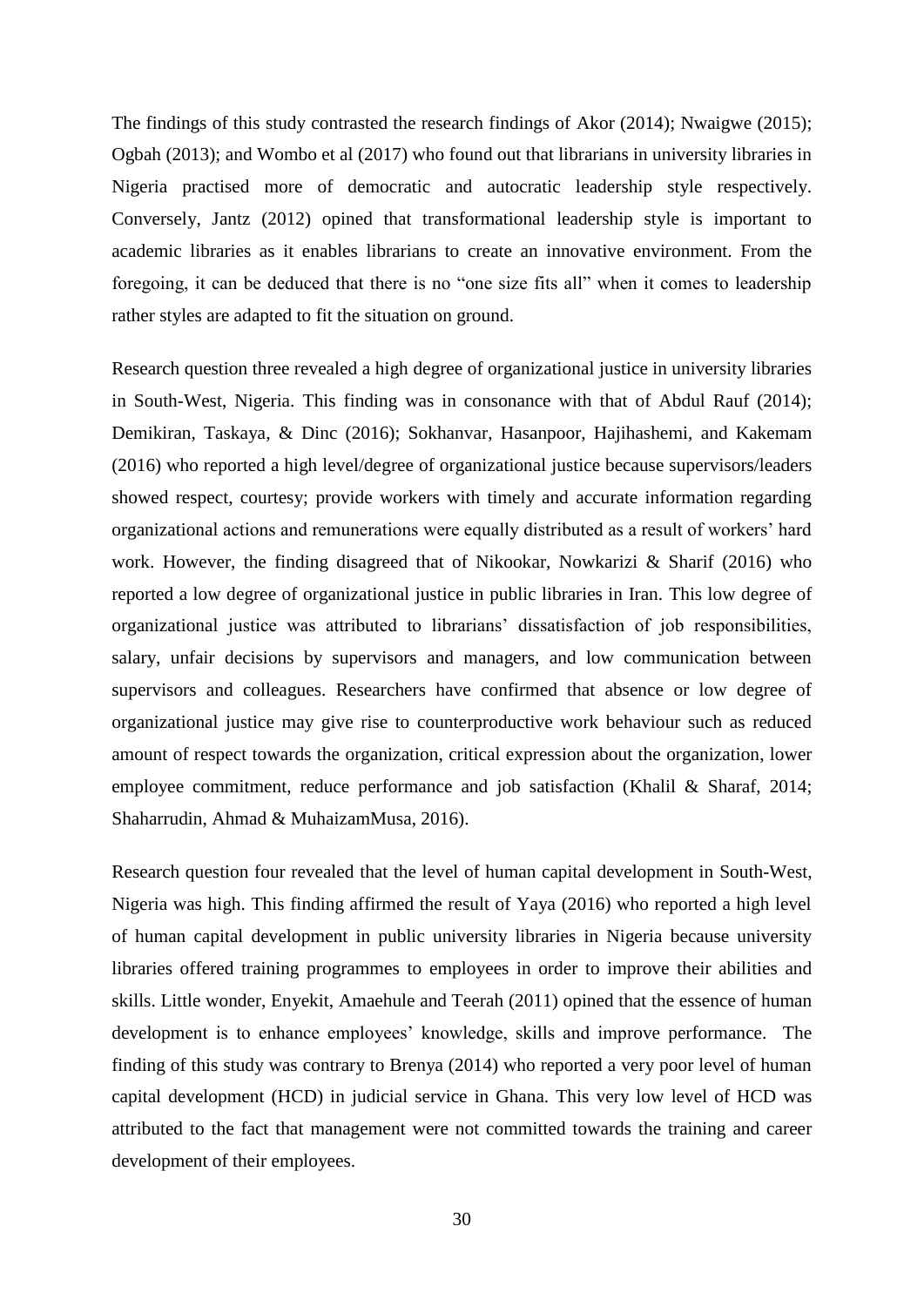The findings of this study contrasted the research findings of Akor (2014); Nwaigwe (2015); Ogbah (2013); and Wombo et al (2017) who found out that librarians in university libraries in Nigeria practised more of democratic and autocratic leadership style respectively. Conversely, Jantz (2012) opined that transformational leadership style is important to academic libraries as it enables librarians to create an innovative environment. From the foregoing, it can be deduced that there is no "one size fits all" when it comes to leadership rather styles are adapted to fit the situation on ground.

Research question three revealed a high degree of organizational justice in university libraries in South-West, Nigeria. This finding was in consonance with that of Abdul Rauf (2014); Demikiran, Taskaya, & Dinc (2016); Sokhanvar, Hasanpoor, Hajihashemi, and Kakemam (2016) who reported a high level/degree of organizational justice because supervisors/leaders showed respect, courtesy; provide workers with timely and accurate information regarding organizational actions and remunerations were equally distributed as a result of workers' hard work. However, the finding disagreed that of Nikookar, Nowkarizi & Sharif (2016) who reported a low degree of organizational justice in public libraries in Iran. This low degree of organizational justice was attributed to librarians' dissatisfaction of job responsibilities, salary, unfair decisions by supervisors and managers, and low communication between supervisors and colleagues. Researchers have confirmed that absence or low degree of organizational justice may give rise to counterproductive work behaviour such as reduced amount of respect towards the organization, critical expression about the organization, lower employee commitment, reduce performance and job satisfaction (Khalil & Sharaf, 2014; Shaharrudin, Ahmad & MuhaizamMusa, 2016).

Research question four revealed that the level of human capital development in South-West, Nigeria was high. This finding affirmed the result of Yaya (2016) who reported a high level of human capital development in public university libraries in Nigeria because university libraries offered training programmes to employees in order to improve their abilities and skills. Little wonder, Enyekit, Amaehule and Teerah (2011) opined that the essence of human development is to enhance employees' knowledge, skills and improve performance. The finding of this study was contrary to Brenya (2014) who reported a very poor level of human capital development (HCD) in judicial service in Ghana. This very low level of HCD was attributed to the fact that management were not committed towards the training and career development of their employees.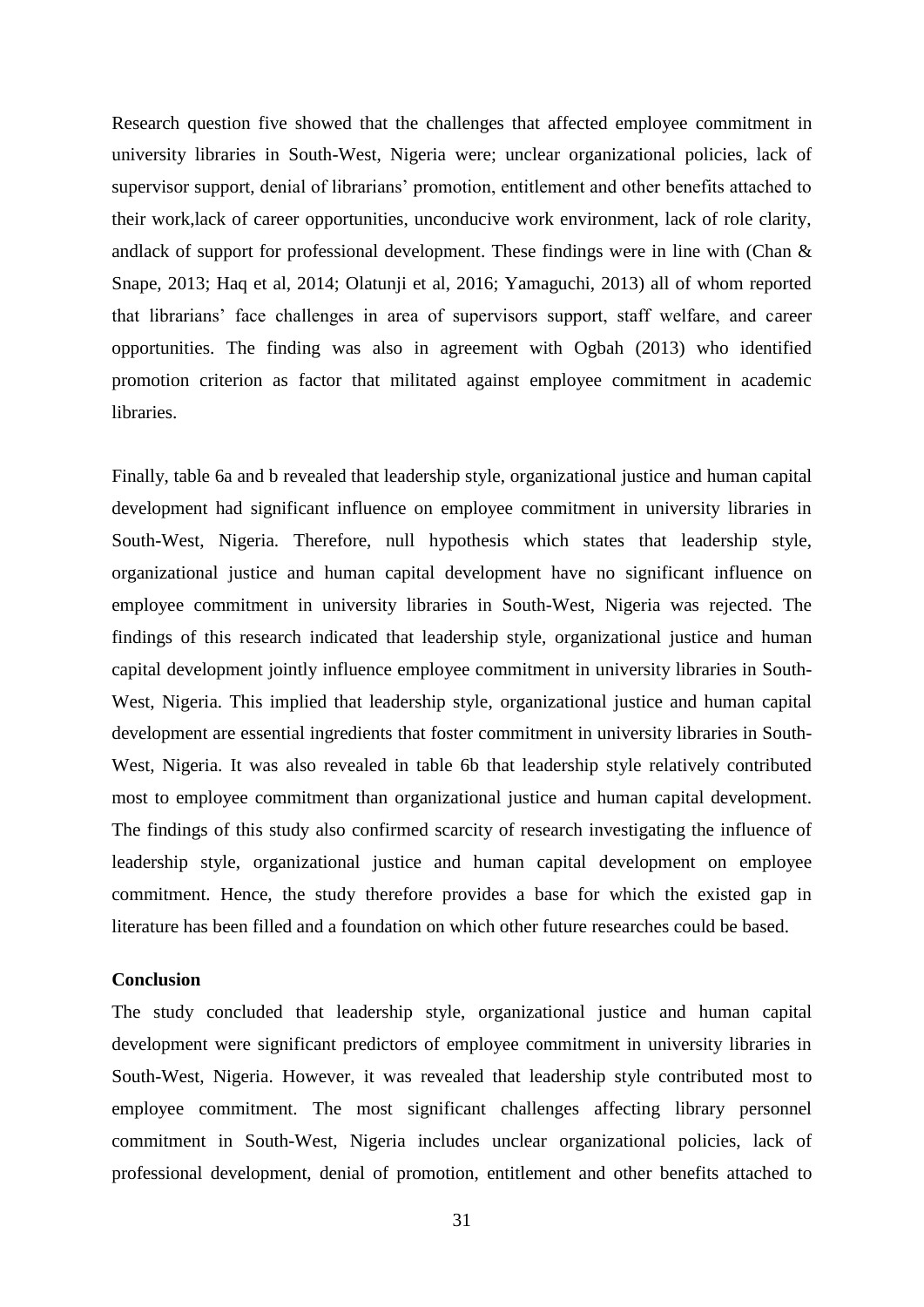Research question five showed that the challenges that affected employee commitment in university libraries in South-West, Nigeria were; unclear organizational policies, lack of supervisor support, denial of librarians' promotion, entitlement and other benefits attached to their work,lack of career opportunities, unconducive work environment, lack of role clarity, andlack of support for professional development. These findings were in line with (Chan & Snape, 2013; Haq et al, 2014; Olatunji et al, 2016; Yamaguchi, 2013) all of whom reported that librarians' face challenges in area of supervisors support, staff welfare, and career opportunities. The finding was also in agreement with Ogbah (2013) who identified promotion criterion as factor that militated against employee commitment in academic libraries.

Finally, table 6a and b revealed that leadership style, organizational justice and human capital development had significant influence on employee commitment in university libraries in South-West, Nigeria. Therefore, null hypothesis which states that leadership style, organizational justice and human capital development have no significant influence on employee commitment in university libraries in South-West, Nigeria was rejected. The findings of this research indicated that leadership style, organizational justice and human capital development jointly influence employee commitment in university libraries in South-West, Nigeria. This implied that leadership style, organizational justice and human capital development are essential ingredients that foster commitment in university libraries in South-West, Nigeria. It was also revealed in table 6b that leadership style relatively contributed most to employee commitment than organizational justice and human capital development. The findings of this study also confirmed scarcity of research investigating the influence of leadership style, organizational justice and human capital development on employee commitment. Hence, the study therefore provides a base for which the existed gap in literature has been filled and a foundation on which other future researches could be based.

**Conclusion**

The study concluded that leadership style, organizational justice and human capital development were significant predictors of employee commitment in university libraries in South-West, Nigeria. However, it was revealed that leadership style contributed most to employee commitment. The most significant challenges affecting library personnel commitment in South-West, Nigeria includes unclear organizational policies, lack of professional development, denial of promotion, entitlement and other benefits attached to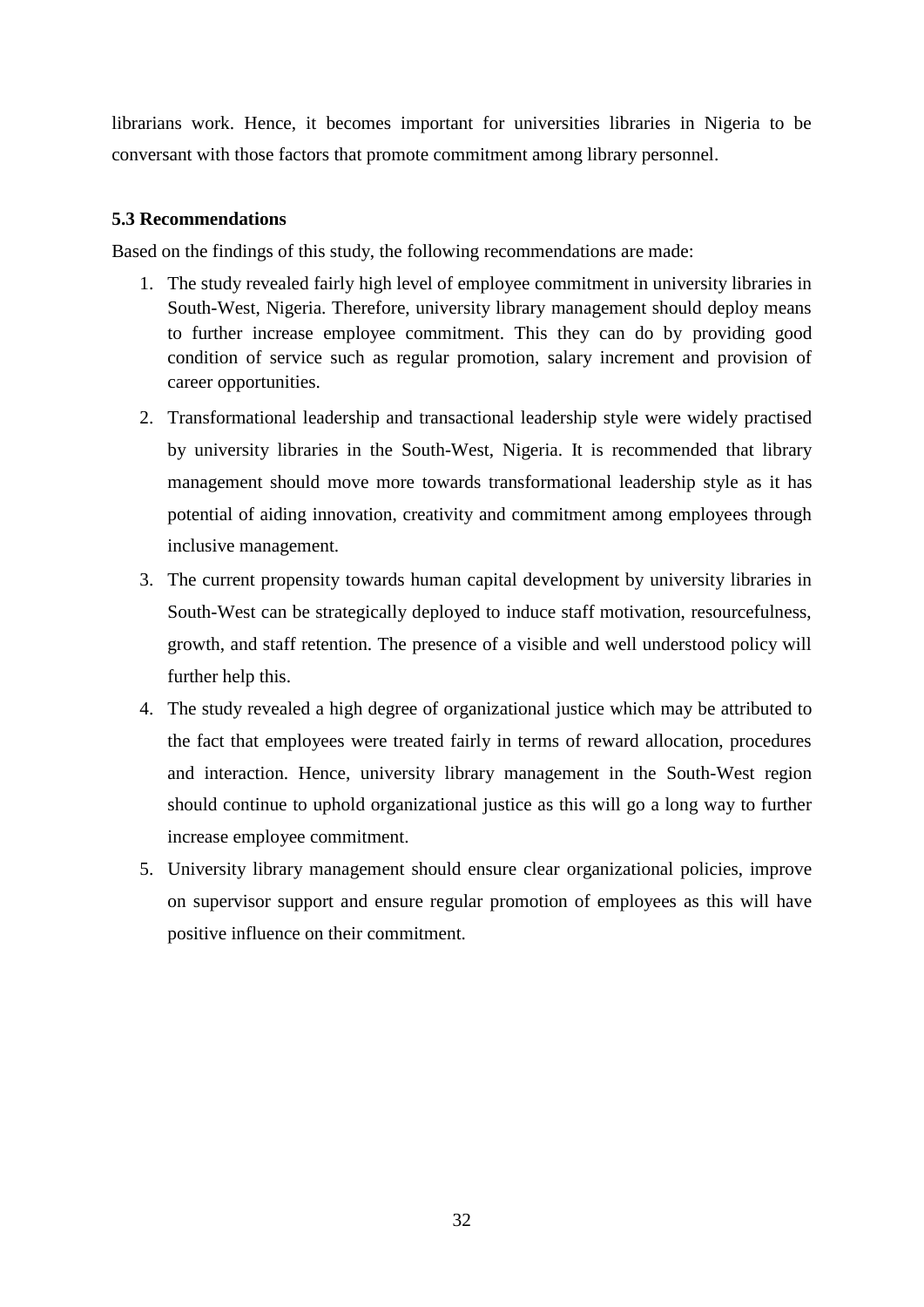librarians work. Hence, it becomes important for universities libraries in Nigeria to be conversant with those factors that promote commitment among library personnel.

### 5.3 Recommendations

Based on the findings of this study, the following recommendations are made:

1. The study revealed fairly high level of employee commitment in university libraries in South-West, Nigeria. Therefore, university library management should deploy means to further increase employee commitment. This they can do by providing good condition of service such as regular promotion, salary increment and provision of career opportunities.
2. Transformational leadership and transactional leadership style were widely practised by university libraries in the South-West, Nigeria. It is recommended that library management should move more towards transformational leadership style as it has potential of aiding innovation, creativity and commitment among employees through inclusive management.
3. The current propensity towards human capital development by university libraries in South-West can be strategically deployed to induce staff motivation, resourcefulness, growth, and staff retention. The presence of a visible and well understood policy will further help this.
4. The study revealed a high degree of organizational justice which may be attributed to the fact that employees were treated fairly in terms of reward allocation, procedures and interaction. Hence, university library management in the South-West region should continue to uphold organizational justice as this will go a long way to further increase employee commitment.
5. University library management should ensure clear organizational policies, improve on supervisor support and ensure regular promotion of employees as this will have positive influence on their commitment.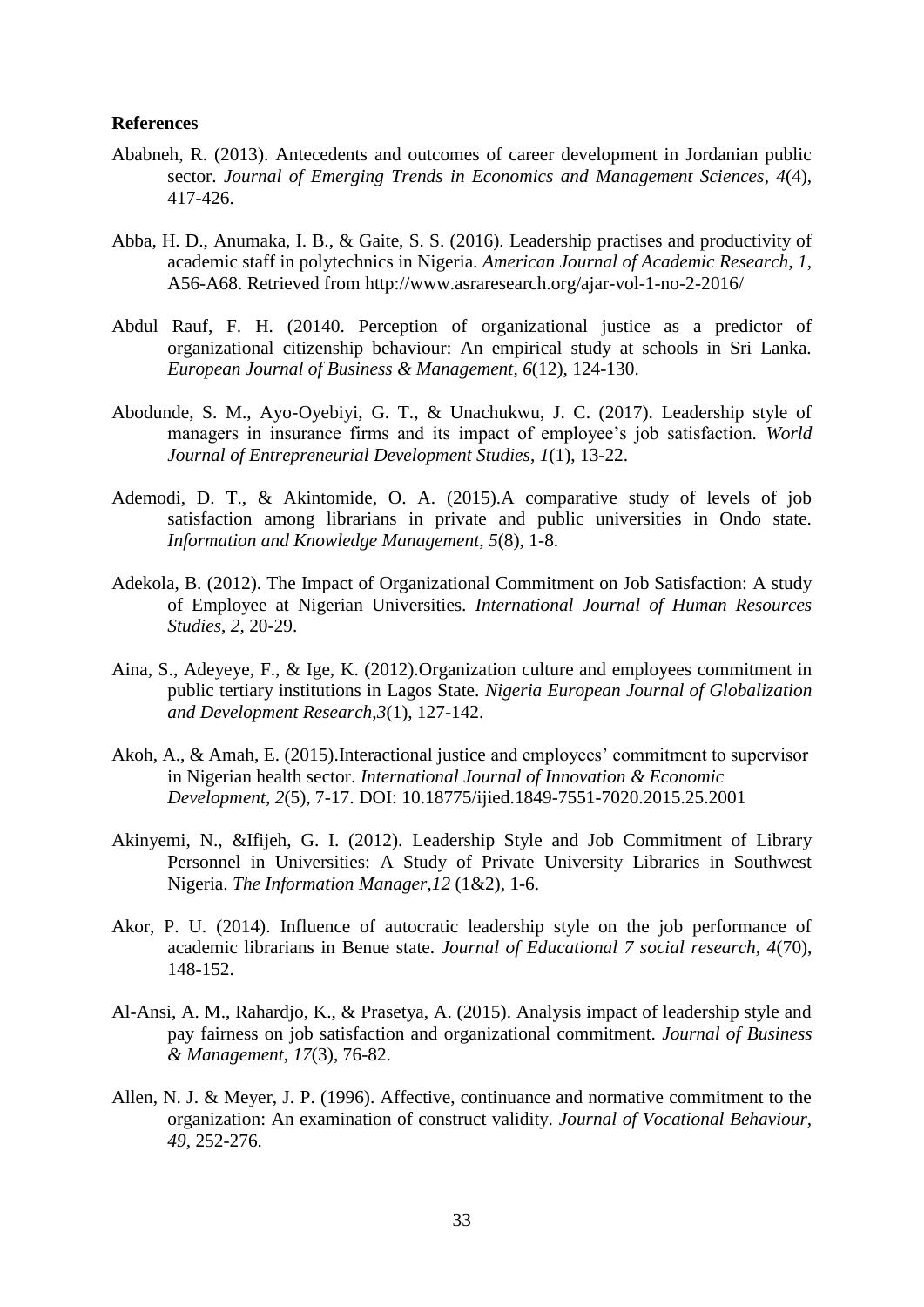**References**

Ababneh, R. (2013). Antecedents and outcomes of career development in Jordanian public sector. *Journal of Emerging Trends in Economics and Management Sciences*, *4*(4), 417-426.

Abba, H. D., Anumaka, I. B., & Gaite, S. S. (2016). Leadership practises and productivity of academic staff in polytechnics in Nigeria. *American Journal of Academic Research*, *1*, A56-A68. Retrieved from http://www.asraresearch.org/ajar-vol-1-no-2-2016/

Abdul Rauf, F. H. (20140. Perception of organizational justice as a predictor of organizational citizenship behaviour: An empirical study at schools in Sri Lanka. *European Journal of Business & Management*, *6*(12), 124-130.

Abodunde, S. M., Ayo-Oyebiyi, G. T., & Unachukwu, J. C. (2017). Leadership style of managers in insurance firms and its impact of employee's job satisfaction. *World Journal of Entrepreneurial Development Studies*, *1*(1), 13-22.

Ademodi, D. T., & Akintomide, O. A. (2015).A comparative study of levels of job satisfaction among librarians in private and public universities in Ondo state. *Information and Knowledge Management*, *5*(8), 1-8.

Adekola, B. (2012). The Impact of Organizational Commitment on Job Satisfaction: A study of Employee at Nigerian Universities. *International Journal of Human Resources Studies*, *2*, 20-29.

Aina, S., Adeyeye, F., & Ige, K. (2012).Organization culture and employees commitment in public tertiary institutions in Lagos State. *Nigeria European Journal of Globalization and Development Research*,*3*(1), 127-142.

Akoh, A., & Amah, E. (2015).Interactional justice and employees' commitment to supervisor in Nigerian health sector. *International Journal of Innovation & Economic Development*, *2*(5), 7-17. DOI: 10.18775/ijied.1849-7551-7020.2015.25.2001

Akinyemi, N., &Ifijeh, G. I. (2012). Leadership Style and Job Commitment of Library Personnel in Universities: A Study of Private University Libraries in Southwest Nigeria. *The Information Manager*,*12* (1&2), 1-6.

Akor, P. U. (2014). Influence of autocratic leadership style on the job performance of academic librarians in Benue state. *Journal of Educational 7 social research, 4*(70), 148-152.

Al-Ansi, A. M., Rahardjo, K., & Prasetya, A. (2015). Analysis impact of leadership style and pay fairness on job satisfaction and organizational commitment. *Journal of Business & Management*, *17*(3), 76-82.

Allen, N. J. & Meyer, J. P. (1996). Affective, continuance and normative commitment to the organization: An examination of construct validity. *Journal of Vocational Behaviour, 49*, 252-276.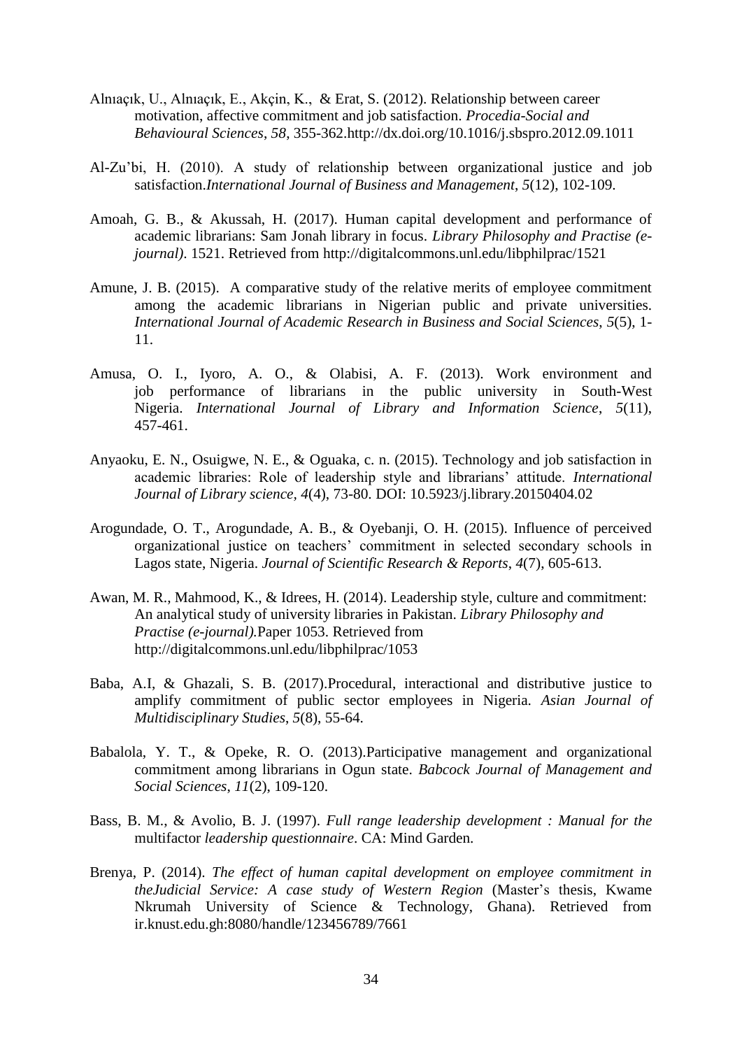Alnıaçık, U., Alnıaçık, E., Akçin, K., & Erat, S. (2012). Relationship between career motivation, affective commitment and job satisfaction. *Procedia-Social and Behavioural Sciences*, *58*, 355-362.http://dx.doi.org/10.1016/j.sbspro.2012.09.1011

Al-Zu'bi, H. (2010). A study of relationship between organizational justice and job satisfaction.*International Journal of Business and Management*, *5*(12), 102-109.

Amoah, G. B., & Akussah, H. (2017). Human capital development and performance of academic librarians: Sam Jonah library in focus. *Library Philosophy and Practise (e-journal)*. 1521. Retrieved from http://digitalcommons.unl.edu/libphilprac/1521

Amune, J. B. (2015). A comparative study of the relative merits of employee commitment among the academic librarians in Nigerian public and private universities. *International Journal of Academic Research in Business and Social Sciences*, *5*(5), 1-11.

Amusa, O. I., Iyoro, A. O., & Olabisi, A. F. (2013). Work environment and job performance of librarians in the public university in South-West Nigeria. *International Journal of Library and Information Science*, *5*(11), 457-461.

Anyaoku, E. N., Osuigwe, N. E., & Oguaka, c. n. (2015). Technology and job satisfaction in academic libraries: Role of leadership style and librarians' attitude. *International Journal of Library science*, *4*(4), 73-80. DOI: 10.5923/j.library.20150404.02

Arogundade, O. T., Arogundade, A. B., & Oyebanji, O. H. (2015). Influence of perceived organizational justice on teachers' commitment in selected secondary schools in Lagos state, Nigeria. *Journal of Scientific Research & Reports*, *4*(7), 605-613.

Awan, M. R., Mahmood, K., & Idrees, H. (2014). Leadership style, culture and commitment: An analytical study of university libraries in Pakistan. *Library Philosophy and Practise (e-journal).*Paper 1053. Retrieved from http://digitalcommons.unl.edu/libphilprac/1053

Baba, A.I, & Ghazali, S. B. (2017).Procedural, interactional and distributive justice to amplify commitment of public sector employees in Nigeria. *Asian Journal of Multidisciplinary Studies*, *5*(8), 55-64.

Babalola, Y. T., & Opeke, R. O. (2013).Participative management and organizational commitment among librarians in Ogun state. *Babcock Journal of Management and Social Sciences*, *11*(2), 109-120.

Bass, B. M., & Avolio, B. J. (1997). *Full range leadership development : Manual for the* multifactor *leadership questionnaire*. CA: Mind Garden.

Brenya, P. (2014). *The effect of human capital development on employee commitment in theJudicial Service: A case study of Western Region* (Master's thesis, Kwame Nkrumah University of Science & Technology, Ghana). Retrieved from ir.knust.edu.gh:8080/handle/123456789/7661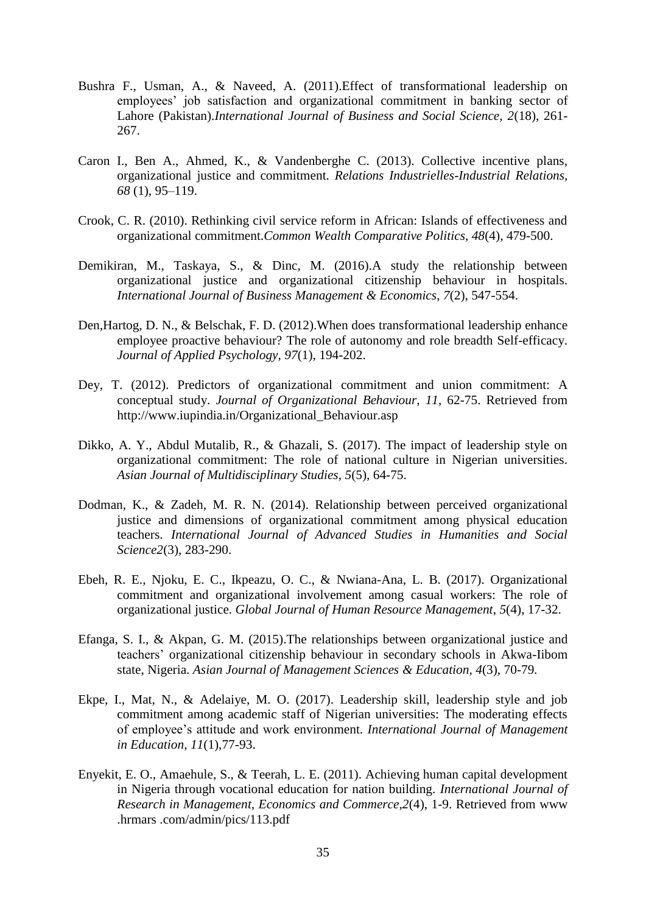Bushra F., Usman, A., & Naveed, A. (2011).Effect of transformational leadership on employees' job satisfaction and organizational commitment in banking sector of Lahore (Pakistan).*International Journal of Business and Social Science, 2*(18), 261-267.

Caron I., Ben A., Ahmed, K., & Vandenberghe C. (2013). Collective incentive plans, organizational justice and commitment. *Relations Industrielles-Industrial Relations, 68* (1), 95–119.

Crook, C. R. (2010). Rethinking civil service reform in African: Islands of effectiveness and organizational commitment.*Common Wealth Comparative Politics, 48*(4), 479-500.

Demikiran, M., Taskaya, S., & Dinc, M. (2016).A study the relationship between organizational justice and organizational citizenship behaviour in hospitals. *International Journal of Business Management & Economics, 7*(2), 547-554.

Den,Hartog, D. N., & Belschak, F. D. (2012).When does transformational leadership enhance employee proactive behaviour? The role of autonomy and role breadth Self-efficacy. *Journal of Applied Psychology, 97*(1), 194-202.

Dey, T. (2012). Predictors of organizational commitment and union commitment: A conceptual study. *Journal of Organizational Behaviour, 11*, 62-75. Retrieved from http://www.iupindia.in/Organizational_Behaviour.asp

Dikko, A. Y., Abdul Mutalib, R., & Ghazali, S. (2017). The impact of leadership style on organizational commitment: The role of national culture in Nigerian universities. *Asian Journal of Multidisciplinary Studies, 5*(5), 64-75.

Dodman, K., & Zadeh, M. R. N. (2014). Relationship between perceived organizational justice and dimensions of organizational commitment among physical education teachers. *International Journal of Advanced Studies in Humanities and Social Science2*(3), 283-290.

Ebeh, R. E., Njoku, E. C., Ikpeazu, O. C., & Nwiana-Ana, L. B. (2017). Organizational commitment and organizational involvement among casual workers: The role of organizational justice. *Global Journal of Human Resource Management, 5*(4), 17-32.

Efanga, S. I., & Akpan, G. M. (2015).The relationships between organizational justice and teachers' organizational citizenship behaviour in secondary schools in Akwa-Iibom state, Nigeria. *Asian Journal of Management Sciences & Education, 4*(3), 70-79.

Ekpe, I., Mat, N., & Adelaiye, M. O. (2017). Leadership skill, leadership style and job commitment among academic staff of Nigerian universities: The moderating effects of employee's attitude and work environment. *International Journal of Management in Education, 11*(1),77-93.

Enyekit, E. O., Amaehule, S., & Teerah, L. E. (2011). Achieving human capital development in Nigeria through vocational education for nation building. *International Journal of Research in Management, Economics and Commerce,2*(4), 1-9. Retrieved from www .hrmars .com/admin/pics/113.pdf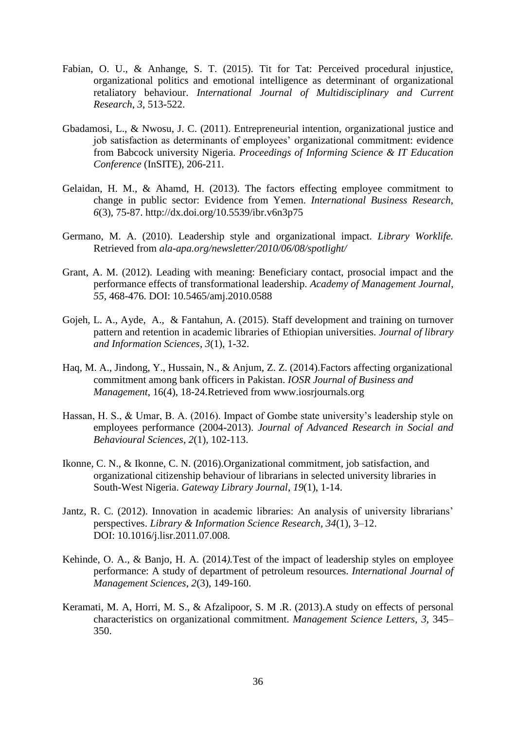Fabian, O. U., & Anhange, S. T. (2015). Tit for Tat: Perceived procedural injustice, organizational politics and emotional intelligence as determinant of organizational retaliatory behaviour. *International Journal of Multidisciplinary and Current Research*, *3*, 513-522.

Gbadamosi, L., & Nwosu, J. C. (2011). Entrepreneurial intention, organizational justice and job satisfaction as determinants of employees' organizational commitment: evidence from Babcock university Nigeria. *Proceedings of Informing Science & IT Education Conference* (InSITE), 206-211.

Gelaidan, H. M., & Ahamd, H. (2013). The factors effecting employee commitment to change in public sector: Evidence from Yemen. *International Business Research*, *6*(3), 75-87. http://dx.doi.org/10.5539/ibr.v6n3p75

Germano, M. A. (2010). Leadership style and organizational impact. *Library Worklife.* Retrieved from *ala-apa.org/newsletter/2010/06/08/spotlight/*

Grant, A. M. (2012). Leading with meaning: Beneficiary contact, prosocial impact and the performance effects of transformational leadership. *Academy of Management Journal*, *55*, 468-476. DOI: 10.5465/amj.2010.0588

Gojeh, L. A., Ayde, A., & Fantahun, A. (2015). Staff development and training on turnover pattern and retention in academic libraries of Ethiopian universities. *Journal of library and Information Sciences*, *3*(1), 1-32.

Haq, M. A., Jindong, Y., Hussain, N., & Anjum, Z. Z. (2014).Factors affecting organizational commitment among bank officers in Pakistan. *IOSR Journal of Business and Management*, 16(4), 18-24.Retrieved from www.iosrjournals.org

Hassan, H. S., & Umar, B. A. (2016). Impact of Gombe state university's leadership style on employees performance (2004-2013). *Journal of Advanced Research in Social and Behavioural Sciences*, *2*(1), 102-113.

Ikonne, C. N., & Ikonne, C. N. (2016).Organizational commitment, job satisfaction, and organizational citizenship behaviour of librarians in selected university libraries in South-West Nigeria. *Gateway Library Journal*, *19*(1), 1-14.

Jantz, R. C. (2012). Innovation in academic libraries: An analysis of university librarians' perspectives. *Library & Information Science Research, 34*(1), 3–12. DOI: 10.1016/j.lisr.2011.07.008.

Kehinde, O. A., & Banjo, H. A. (2014*).*Test of the impact of leadership styles on employee performance: A study of department of petroleum resources. *International Journal of Management Sciences*, *2*(3), 149-160.

Keramati, M. A, Horri, M. S., & Afzalipoor, S. M .R. (2013).A study on effects of personal characteristics on organizational commitment. *Management Science Letters*, *3*, 345–350.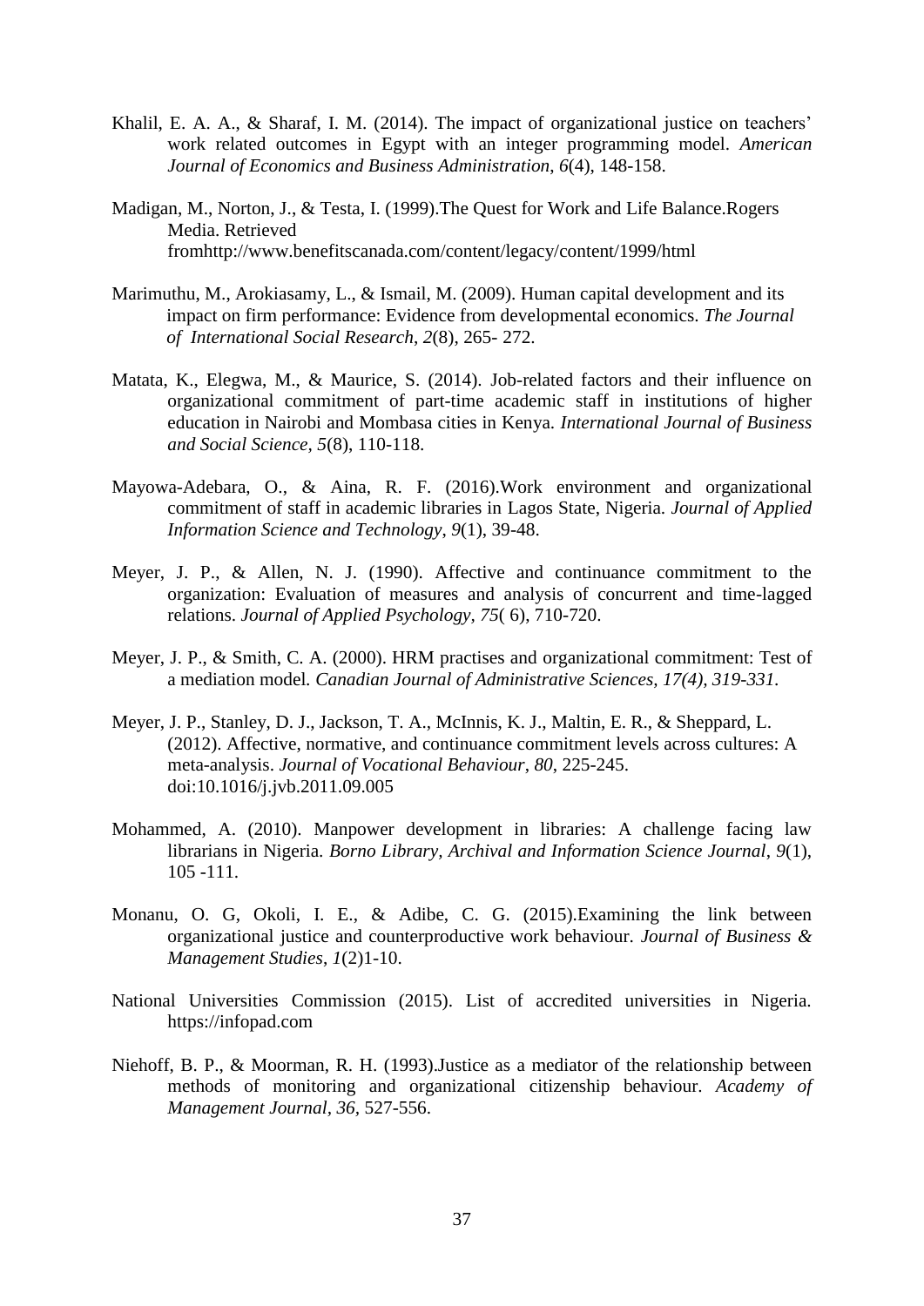Khalil, E. A. A., & Sharaf, I. M. (2014). The impact of organizational justice on teachers' work related outcomes in Egypt with an integer programming model. *American Journal of Economics and Business Administration*, *6*(4), 148-158.

Madigan, M., Norton, J., & Testa, I. (1999).The Quest for Work and Life Balance.Rogers Media. Retrieved fromhttp://www.benefitscanada.com/content/legacy/content/1999/html

Marimuthu, M., Arokiasamy, L., & Ismail, M. (2009). Human capital development and its impact on firm performance: Evidence from developmental economics. *The Journal of International Social Research*, *2*(8), 265- 272.

Matata, K., Elegwa, M., & Maurice, S. (2014). Job-related factors and their influence on organizational commitment of part-time academic staff in institutions of higher education in Nairobi and Mombasa cities in Kenya. *International Journal of Business and Social Science*, *5*(8), 110-118.

Mayowa-Adebara, O., & Aina, R. F. (2016).Work environment and organizational commitment of staff in academic libraries in Lagos State, Nigeria. *Journal of Applied Information Science and Technology*, *9*(1), 39-48.

Meyer, J. P., & Allen, N. J. (1990). Affective and continuance commitment to the organization: Evaluation of measures and analysis of concurrent and time-lagged relations. *Journal of Applied Psychology*, *75*( 6), 710-720.

Meyer, J. P., & Smith, C. A. (2000). HRM practises and organizational commitment: Test of a mediation model. *Canadian Journal of Administrative Sciences, 17(4), 319-331.*

Meyer, J. P., Stanley, D. J., Jackson, T. A., McInnis, K. J., Maltin, E. R., & Sheppard, L. (2012). Affective, normative, and continuance commitment levels across cultures: A meta-analysis. *Journal of Vocational Behaviour*, *80*, 225-245. doi:10.1016/j.jvb.2011.09.005

Mohammed, A. (2010). Manpower development in libraries: A challenge facing law librarians in Nigeria. *Borno Library, Archival and Information Science Journal*, *9*(1), 105 -111.

Monanu, O. G, Okoli, I. E., & Adibe, C. G. (2015).Examining the link between organizational justice and counterproductive work behaviour. *Journal of Business & Management Studies*, *1*(2)1-10.

National Universities Commission (2015). List of accredited universities in Nigeria. https://infopad.com

Niehoff, B. P., & Moorman, R. H. (1993).Justice as a mediator of the relationship between methods of monitoring and organizational citizenship behaviour. *Academy of Management Journal*, *36*, 527-556.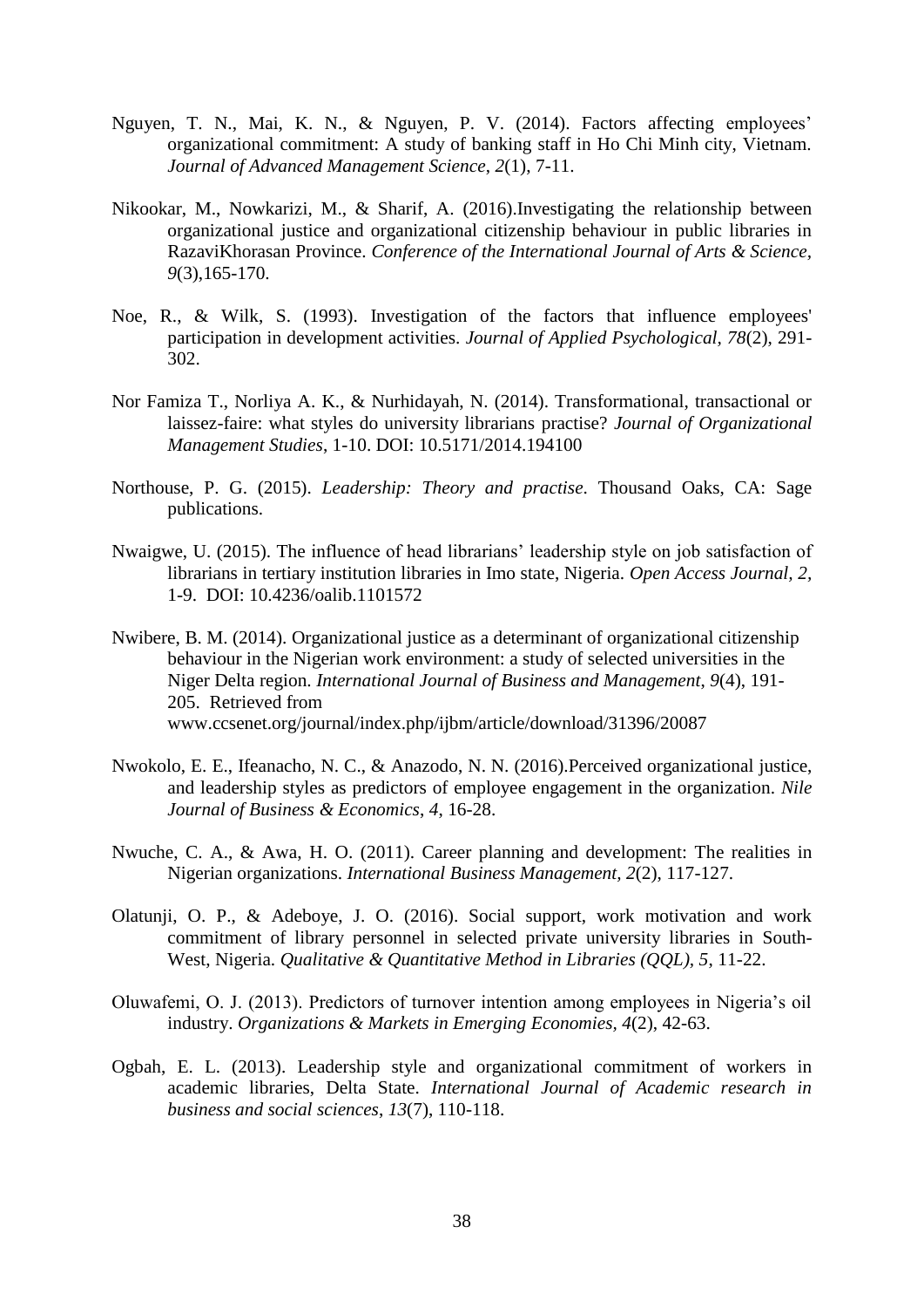Nguyen, T. N., Mai, K. N., & Nguyen, P. V. (2014). Factors affecting employees' organizational commitment: A study of banking staff in Ho Chi Minh city, Vietnam. *Journal of Advanced Management Science*, *2*(1), 7-11.

Nikookar, M., Nowkarizi, M., & Sharif, A. (2016).Investigating the relationship between organizational justice and organizational citizenship behaviour in public libraries in RazaviKhorasan Province. *Conference of the International Journal of Arts & Science*, *9*(3),165-170.

Noe, R., & Wilk, S. (1993). Investigation of the factors that influence employees' participation in development activities. *Journal of Applied Psychological*, *78*(2), 291-302.

Nor Famiza T., Norliya A. K., & Nurhidayah, N. (2014). Transformational, transactional or laissez-faire: what styles do university librarians practise? *Journal of Organizational Management Studies*, 1-10. DOI: 10.5171/2014.194100

Northouse, P. G. (2015). *Leadership: Theory and practise*. Thousand Oaks, CA: Sage publications.

Nwaigwe, U. (2015). The influence of head librarians' leadership style on job satisfaction of librarians in tertiary institution libraries in Imo state, Nigeria. *Open Access Journal, 2*, 1-9. DOI: 10.4236/oalib.1101572

Nwibere, B. M. (2014). Organizational justice as a determinant of organizational citizenship behaviour in the Nigerian work environment: a study of selected universities in the Niger Delta region. *International Journal of Business and Management*, *9*(4), 191-205. Retrieved from www.ccsenet.org/journal/index.php/ijbm/article/download/31396/20087

Nwokolo, E. E., Ifeanacho, N. C., & Anazodo, N. N. (2016).Perceived organizational justice, and leadership styles as predictors of employee engagement in the organization. *Nile Journal of Business & Economics*, *4*, 16-28.

Nwuche, C. A., & Awa, H. O. (2011). Career planning and development: The realities in Nigerian organizations. *International Business Management, 2*(2), 117-127.

Olatunji, O. P., & Adeboye, J. O. (2016). Social support, work motivation and work commitment of library personnel in selected private university libraries in South-West, Nigeria. *Qualitative & Quantitative Method in Libraries (QQL), 5*, 11-22.

Oluwafemi, O. J. (2013). Predictors of turnover intention among employees in Nigeria's oil industry. *Organizations & Markets in Emerging Economies, 4*(2), 42-63.

Ogbah, E. L. (2013). Leadership style and organizational commitment of workers in academic libraries, Delta State. *International Journal of Academic research in business and social sciences*, *13*(7), 110-118.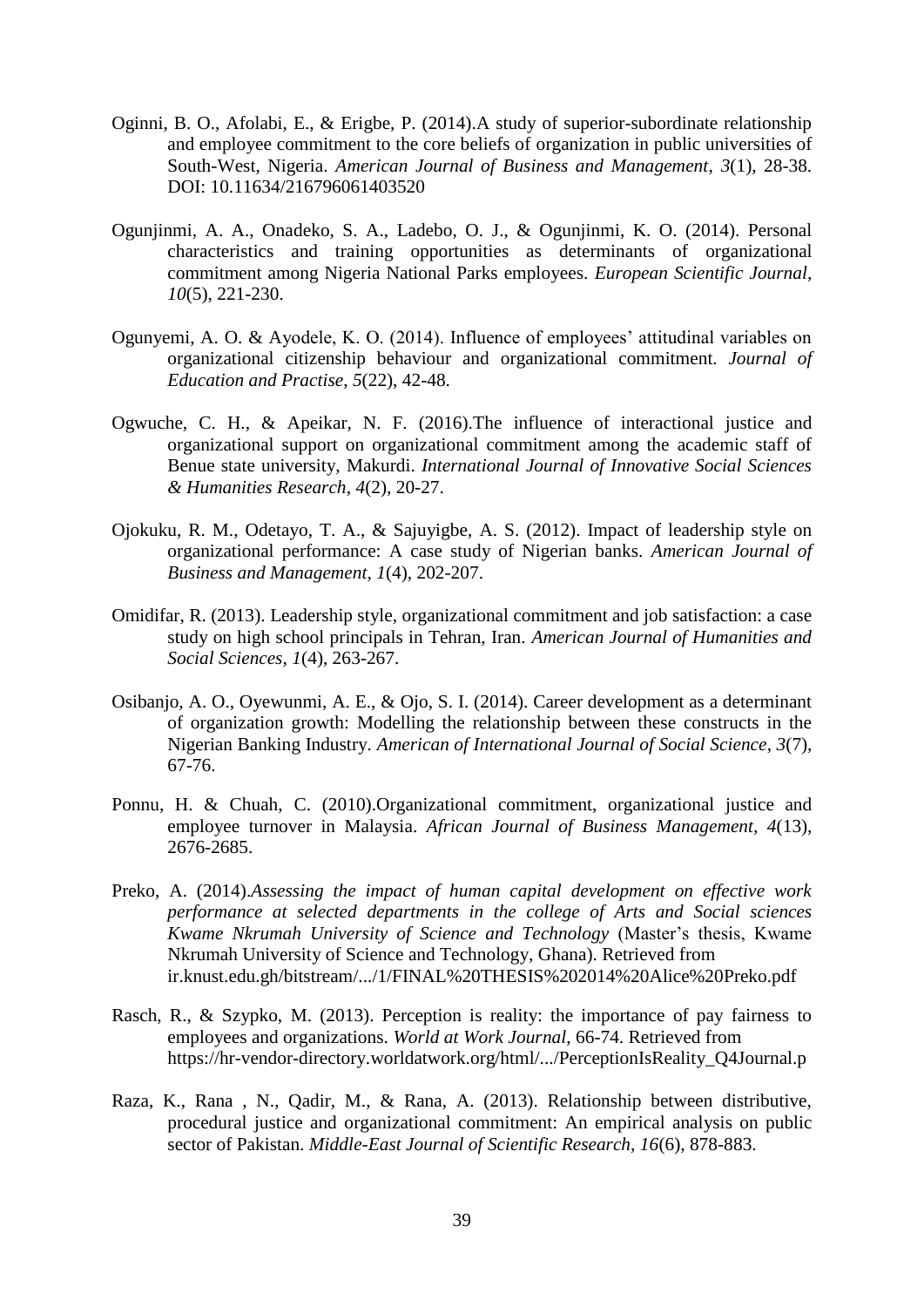Oginni, B. O., Afolabi, E., & Erigbe, P. (2014).A study of superior-subordinate relationship and employee commitment to the core beliefs of organization in public universities of South-West, Nigeria. *American Journal of Business and Management*, *3*(1), 28-38. DOI: 10.11634/216796061403520

Ogunjinmi, A. A., Onadeko, S. A., Ladebo, O. J., & Ogunjinmi, K. O. (2014). Personal characteristics and training opportunities as determinants of organizational commitment among Nigeria National Parks employees. *European Scientific Journal*, *10*(5), 221-230.

Ogunyemi, A. O. & Ayodele, K. O. (2014). Influence of employees' attitudinal variables on organizational citizenship behaviour and organizational commitment. *Journal of Education and Practise*, *5*(22), 42-48.

Ogwuche, C. H., & Apeikar, N. F. (2016).The influence of interactional justice and organizational support on organizational commitment among the academic staff of Benue state university, Makurdi. *International Journal of Innovative Social Sciences & Humanities Research*, *4*(2), 20-27.

Ojokuku, R. M., Odetayo, T. A., & Sajuyigbe, A. S. (2012). Impact of leadership style on organizational performance: A case study of Nigerian banks. *American Journal of Business and Management*, *1*(4), 202-207.

Omidifar, R. (2013). Leadership style, organizational commitment and job satisfaction: a case study on high school principals in Tehran, Iran. *American Journal of Humanities and Social Sciences*, *1*(4), 263-267.

Osibanjo, A. O., Oyewunmi, A. E., & Ojo, S. I. (2014). Career development as a determinant of organization growth: Modelling the relationship between these constructs in the Nigerian Banking Industry. *American of International Journal of Social Science*, *3*(7), 67-76.

Ponnu, H. & Chuah, C. (2010).Organizational commitment, organizational justice and employee turnover in Malaysia. *African Journal of Business Management*, *4*(13), 2676-2685.

Preko, A. (2014).*Assessing the impact of human capital development on effective work performance at selected departments in the college of Arts and Social sciences Kwame Nkrumah University of Science and Technology* (Master's thesis, Kwame Nkrumah University of Science and Technology, Ghana). Retrieved from ir.knust.edu.gh/bitstream/.../1/FINAL%20THESIS%202014%20Alice%20Preko.pdf

Rasch, R., & Szypko, M. (2013). Perception is reality: the importance of pay fairness to employees and organizations. *World at Work Journal*, 66-74. Retrieved from https://hr-vendor-directory.worldatwork.org/html/.../PerceptionIsReality_Q4Journal.p

Raza, K., Rana , N., Qadir, M., & Rana, A. (2013). Relationship between distributive, procedural justice and organizational commitment: An empirical analysis on public sector of Pakistan. *Middle-East Journal of Scientific Research*, *16*(6), 878-883.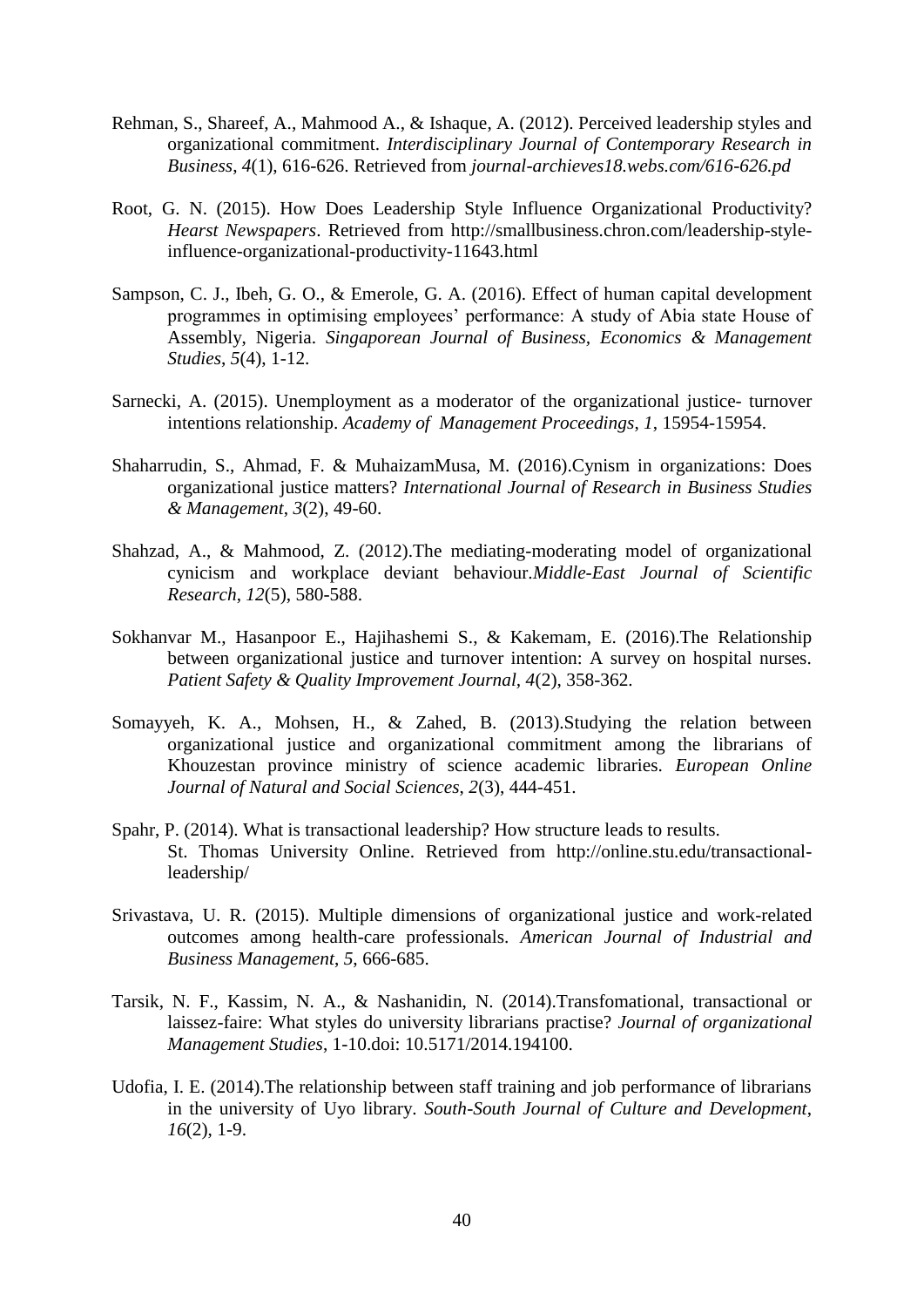Rehman, S., Shareef, A., Mahmood A., & Ishaque, A. (2012). Perceived leadership styles and organizational commitment. *Interdisciplinary Journal of Contemporary Research in Business*, *4*(1), 616-626. Retrieved from *journal-archieves18.webs.com/616-626.pd*

Root, G. N. (2015). How Does Leadership Style Influence Organizational Productivity? *Hearst Newspapers*. Retrieved from http://smallbusiness.chron.com/leadership-style-influence-organizational-productivity-11643.html

Sampson, C. J., Ibeh, G. O., & Emerole, G. A. (2016). Effect of human capital development programmes in optimising employees' performance: A study of Abia state House of Assembly, Nigeria. *Singaporean Journal of Business, Economics & Management Studies*, *5*(4), 1-12.

Sarnecki, A. (2015). Unemployment as a moderator of the organizational justice- turnover intentions relationship. *Academy of Management Proceedings*, *1*, 15954-15954.

Shaharrudin, S., Ahmad, F. & MuhaizamMusa, M. (2016).Cynism in organizations: Does organizational justice matters? *International Journal of Research in Business Studies & Management*, *3*(2), 49-60.

Shahzad, A., & Mahmood, Z. (2012).The mediating-moderating model of organizational cynicism and workplace deviant behaviour.*Middle-East Journal of Scientific Research*, *12*(5), 580-588.

Sokhanvar M., Hasanpoor E., Hajihashemi S., & Kakemam, E. (2016).The Relationship between organizational justice and turnover intention: A survey on hospital nurses. *Patient Safety & Quality Improvement Journal, 4*(2), 358-362.

Somayyeh, K. A., Mohsen, H., & Zahed, B. (2013).Studying the relation between organizational justice and organizational commitment among the librarians of Khouzestan province ministry of science academic libraries. *European Online Journal of Natural and Social Sciences*, *2*(3), 444-451.

Spahr, P. (2014). What is transactional leadership? How structure leads to results. St. Thomas University Online. Retrieved from http://online.stu.edu/transactional-leadership/

Srivastava, U. R. (2015). Multiple dimensions of organizational justice and work-related outcomes among health-care professionals. *American Journal of Industrial and Business Management*, *5*, 666-685.

Tarsik, N. F., Kassim, N. A., & Nashanidin, N. (2014).Transfomational, transactional or laissez-faire: What styles do university librarians practise? *Journal of organizational Management Studies*, 1-10.doi: 10.5171/2014.194100.

Udofia, I. E. (2014).The relationship between staff training and job performance of librarians in the university of Uyo library. *South-South Journal of Culture and Development*, *16*(2), 1-9.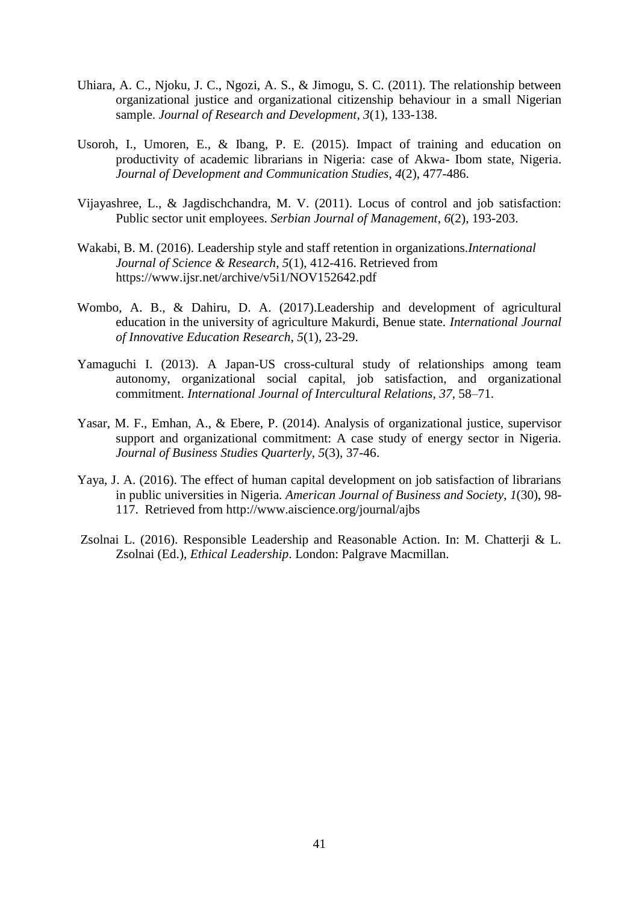Uhiara, A. C., Njoku, J. C., Ngozi, A. S., & Jimogu, S. C. (2011). The relationship between organizational justice and organizational citizenship behaviour in a small Nigerian sample. *Journal of Research and Development*, *3*(1), 133-138.

Usoroh, I., Umoren, E., & Ibang, P. E. (2015). Impact of training and education on productivity of academic librarians in Nigeria: case of Akwa- Ibom state, Nigeria. *Journal of Development and Communication Studies*, *4*(2), 477-486.

Vijayashree, L., & Jagdischchandra, M. V. (2011). Locus of control and job satisfaction: Public sector unit employees. *Serbian Journal of Management*, *6*(2), 193-203.

Wakabi, B. M. (2016). Leadership style and staff retention in organizations.*International Journal of Science & Research*, *5*(1), 412-416. Retrieved from https://www.ijsr.net/archive/v5i1/NOV152642.pdf

Wombo, A. B., & Dahiru, D. A. (2017).Leadership and development of agricultural education in the university of agriculture Makurdi, Benue state. *International Journal of Innovative Education Research*, *5*(1), 23-29.

Yamaguchi I. (2013). A Japan-US cross-cultural study of relationships among team autonomy, organizational social capital, job satisfaction, and organizational commitment. *International Journal of Intercultural Relations*, *37*, 58–71.

Yasar, M. F., Emhan, A., & Ebere, P. (2014). Analysis of organizational justice, supervisor support and organizational commitment: A case study of energy sector in Nigeria. *Journal of Business Studies Quarterly*, *5*(3), 37-46.

Yaya, J. A. (2016). The effect of human capital development on job satisfaction of librarians in public universities in Nigeria. *American Journal of Business and Society*, *1*(30), 98-117. Retrieved from http://www.aiscience.org/journal/ajbs

Zsolnai L. (2016). Responsible Leadership and Reasonable Action. In: M. Chatterji & L. Zsolnai (Ed.), *Ethical Leadership*. London: Palgrave Macmillan.